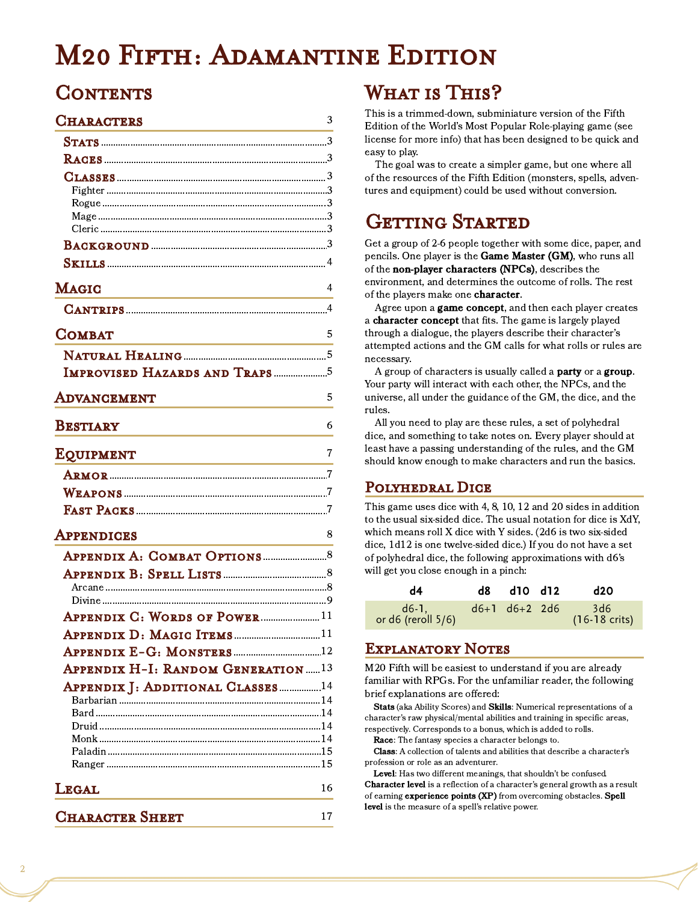# M20 Fifth: Adamantine Edition

## Contents

- **Characters** — 3
  - Stats — 3
  - Races — 3
  - Classes — 3
    - Fighter — 3
    - Rogue — 3
    - Mage — 3
    - Cleric — 3
  - Background — 3
  - Skills — 4
- **Magic** — 4
  - Cantrips — 4
- **Combat** — 5
  - Natural Healing — 5
  - Improvised Hazards and Traps — 5
- **Advancement** — 5
- **Bestiary** — 6
- **Equipment** — 7
  - Armor — 7
  - Weapons — 7
  - Fast Packs — 7
- **Appendices** — 8
  - Appendix A: Combat Options — 8
  - Appendix B: Spell Lists — 8
    - Arcane — 8
    - Divine — 9
  - Appendix C: Words of Power — 11
  - Appendix D: Magic Items — 11
  - Appendix E-G: Monsters — 12
  - Appendix H-I: Random Generation — 13
  - Appendix J: Additional Classes — 14
    - Barbarian — 14
    - Bard — 14
    - Druid — 14
    - Monk — 14
    - Paladin — 15
    - Ranger — 15
- **Legal** — 16
- **Character Sheet** — 17

## What is This?

This is a trimmed-down, subminiature version of the Fifth Edition of the World's Most Popular Role-playing game (see license for more info) that has been designed to be quick and easy to play.

The goal was to create a simpler game, but one where all of the resources of the Fifth Edition (monsters, spells, adventures and equipment) could be used without conversion.

## Getting Started

Get a group of 2-6 people together with some dice, paper, and pencils. One player is the **Game Master (GM)**, who runs all of the **non-player characters (NPCs)**, describes the environment, and determines the outcome of rolls. The rest of the players make one **character**.

Agree upon a **game concept**, and then each player creates a **character concept** that fits. The game is largely played through a dialogue, the players describe their character's attempted actions and the GM calls for what rolls or rules are necessary.

A group of characters is usually called a **party** or a **group**. Your party will interact with each other, the NPCs, and the universe, all under the guidance of the GM, the dice, and the rules.

All you need to play are these rules, a set of polyhedral dice, and something to take notes on. Every player should at least have a passing understanding of the rules, and the GM should know enough to make characters and run the basics.

### Polyhedral Dice

This game uses dice with 4, 8, 10, 12 and 20 sides in addition to the usual six-sided dice. The usual notation for dice is XdY, which means roll X dice with Y sides. (2d6 is two six-sided dice, 1d12 is one twelve-sided dice.) If you do not have a set of polyhedral dice, the following approximations with d6's will get you close enough in a pinch:

| d4 | d8 | d10 | d12 | d20 |
|---|---|---|---|---|
| d6-1, or d6 (reroll 5/6) | d6+1 | d6+2 | 2d6 | 3d6 (16-18 crits) |

### Explanatory Notes

M20 Fifth will be easiest to understand if you are already familiar with RPGs. For the unfamiliar reader, the following brief explanations are offered:

**Stats** (aka Ability Scores) and **Skills**: Numerical representations of a character's raw physical/mental abilities and training in specific areas, respectively. Corresponds to a bonus, which is added to rolls.

**Race**: The fantasy species a character belongs to.

**Class**: A collection of talents and abilities that describe a character's profession or role as an adventurer.

**Level**: Has two different meanings, that shouldn't be confused. **Character level** is a reflection of a character's general growth as a result of earning **experience points (XP)** from overcoming obstacles. **Spell level** is the measure of a spell's relative power.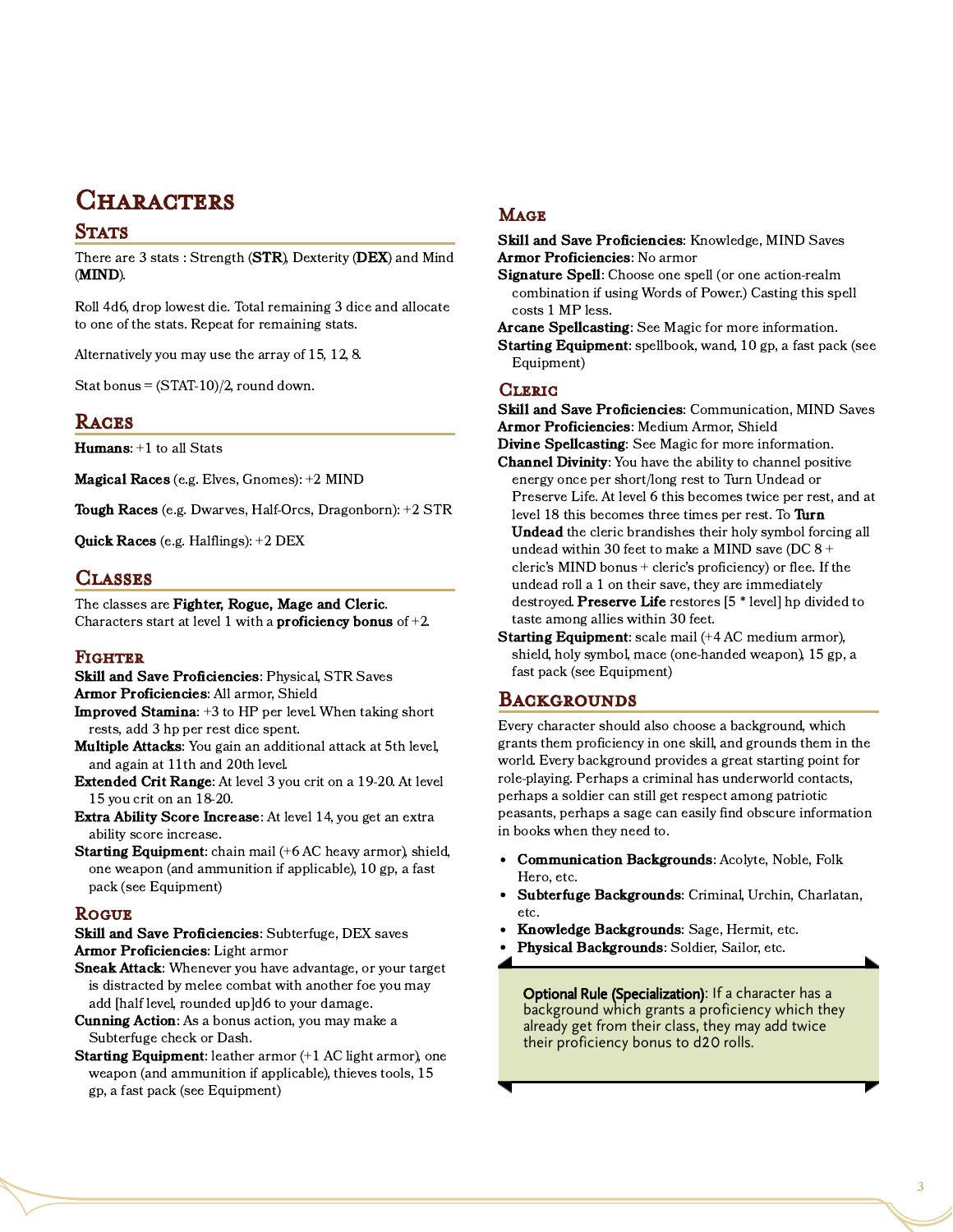# Characters

## Stats

There are 3 stats : Strength (**STR**), Dexterity (**DEX**) and Mind (**MIND**).

Roll 4d6, drop lowest die. Total remaining 3 dice and allocate to one of the stats. Repeat for remaining stats.

Alternatively you may use the array of 15, 12, 8.

Stat bonus = (STAT-10)/2, round down.

## Races

**Humans**: +1 to all Stats

**Magical Races** (e.g. Elves, Gnomes): +2 MIND

**Tough Races** (e.g. Dwarves, Half-Orcs, Dragonborn): +2 STR

**Quick Races** (e.g. Halflings): +2 DEX

## Classes

The classes are **Fighter, Rogue, Mage and Cleric**. Characters start at level 1 with a **proficiency bonus** of +2.

### Fighter

**Skill and Save Proficiencies**: Physical, STR Saves

**Armor Proficiencies**: All armor, Shield

**Improved Stamina**: +3 to HP per level. When taking short rests, add 3 hp per rest dice spent.

**Multiple Attacks**: You gain an additional attack at 5th level, and again at 11th and 20th level.

**Extended Crit Range**: At level 3 you crit on a 19-20. At level 15 you crit on an 18-20.

**Extra Ability Score Increase**: At level 14, you get an extra ability score increase.

**Starting Equipment**: chain mail (+6 AC heavy armor), shield, one weapon (and ammunition if applicable), 10 gp, a fast pack (see Equipment)

### Rogue

**Skill and Save Proficiencies**: Subterfuge, DEX saves

**Armor Proficiencies**: Light armor

**Sneak Attack**: Whenever you have advantage, or your target is distracted by melee combat with another foe you may add [half level, rounded up]d6 to your damage.

**Cunning Action**: As a bonus action, you may make a Subterfuge check or Dash.

**Starting Equipment**: leather armor (+1 AC light armor), one weapon (and ammunition if applicable), thieves tools, 15 gp, a fast pack (see Equipment)

### Mage

**Skill and Save Proficiencies**: Knowledge, MIND Saves

**Armor Proficiencies**: No armor

**Signature Spell**: Choose one spell (or one action-realm combination if using Words of Power.) Casting this spell costs 1 MP less.

**Arcane Spellcasting**: See Magic for more information.

**Starting Equipment**: spellbook, wand, 10 gp, a fast pack (see Equipment)

### Cleric

**Skill and Save Proficiencies**: Communication, MIND Saves

**Armor Proficiencies**: Medium Armor, Shield

**Divine Spellcasting**: See Magic for more information.

**Channel Divinity**: You have the ability to channel positive energy once per short/long rest to Turn Undead or Preserve Life. At level 6 this becomes twice per rest, and at level 18 this becomes three times per rest. To **Turn Undead** the cleric brandishes their holy symbol forcing all undead within 30 feet to make a MIND save (DC 8 + cleric's MIND bonus + cleric's proficiency) or flee. If the undead roll a 1 on their save, they are immediately destroyed. **Preserve Life** restores [5 * level] hp divided to taste among allies within 30 feet.

**Starting Equipment**: scale mail (+4 AC medium armor), shield, holy symbol, mace (one-handed weapon), 15 gp, a fast pack (see Equipment)

## Backgrounds

Every character should also choose a background, which grants them proficiency in one skill, and grounds them in the world. Every background provides a great starting point for role-playing. Perhaps a criminal has underworld contacts, perhaps a soldier can still get respect among patriotic peasants, perhaps a sage can easily find obscure information in books when they need to.

- **Communication Backgrounds**: Acolyte, Noble, Folk Hero, etc.
- **Subterfuge Backgrounds**: Criminal, Urchin, Charlatan, etc.
- **Knowledge Backgrounds**: Sage, Hermit, etc.
- **Physical Backgrounds**: Soldier, Sailor, etc.

> **Optional Rule (Specialization)**: If a character has a background which grants a proficiency which they already get from their class, they may add twice their proficiency bonus to d20 rolls.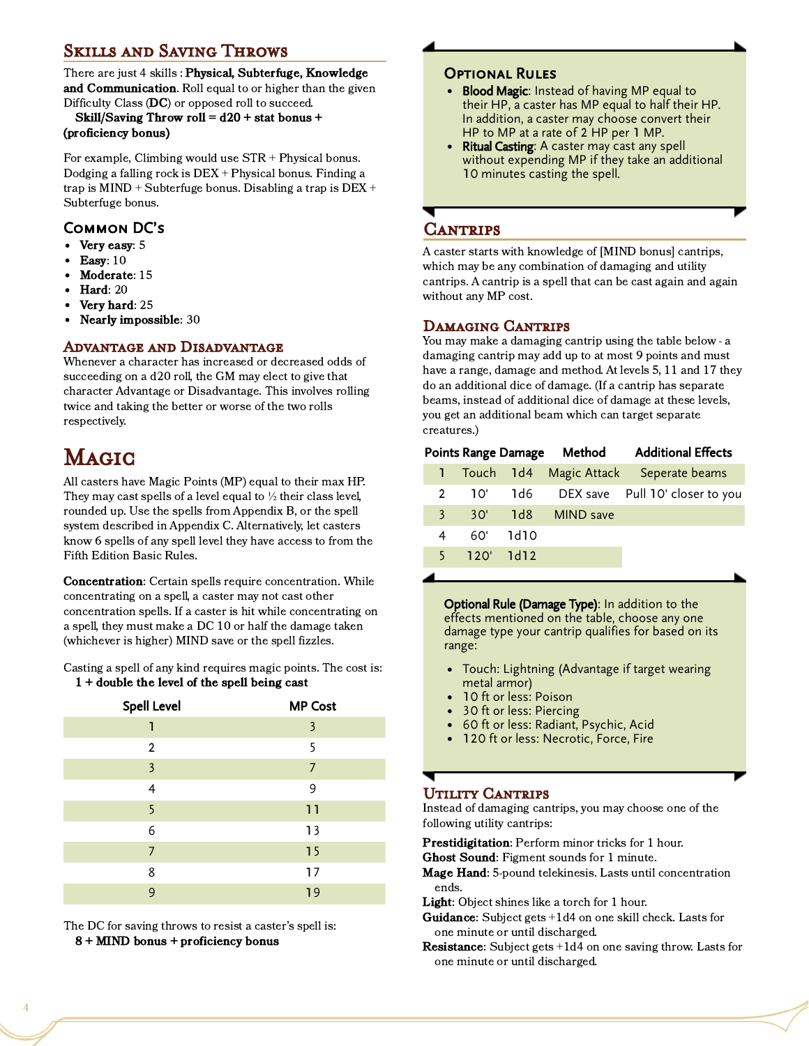## Skills and Saving Throws

There are just 4 skills : **Physical, Subterfuge, Knowledge and Communication**. Roll equal to or higher than the given Difficulty Class (**DC**) or opposed roll to succeed.

**Skill/Saving Throw roll = d20 + stat bonus + (proficiency bonus)**

For example, Climbing would use STR + Physical bonus. Dodging a falling rock is DEX + Physical bonus. Finding a trap is MIND + Subterfuge bonus. Disabling a trap is DEX + Subterfuge bonus.

### Common DC's

- **Very easy**: 5
- **Easy**: 10
- **Moderate**: 15
- **Hard**: 20
- **Very hard**: 25
- **Nearly impossible**: 30

### Advantage and Disadvantage

Whenever a character has increased or decreased odds of succeeding on a d20 roll, the GM may elect to give that character Advantage or Disadvantage. This involves rolling twice and taking the better or worse of the two rolls respectively.

# Magic

All casters have Magic Points (MP) equal to their max HP. They may cast spells of a level equal to ½ their class level, rounded up. Use the spells from Appendix B, or the spell system described in Appendix C. Alternatively, let casters know 6 spells of any spell level they have access to from the Fifth Edition Basic Rules.

**Concentration**: Certain spells require concentration. While concentrating on a spell, a caster may not cast other concentration spells. If a caster is hit while concentrating on a spell, they must make a DC 10 or half the damage taken (whichever is higher) MIND save or the spell fizzles.

Casting a spell of any kind requires magic points. The cost is:

**1 + double the level of the spell being cast**

| Spell Level | MP Cost |
|---|---|
| 1 | 3 |
| 2 | 5 |
| 3 | 7 |
| 4 | 9 |
| 5 | 11 |
| 6 | 13 |
| 7 | 15 |
| 8 | 17 |
| 9 | 19 |

The DC for saving throws to resist a caster's spell is:

**8 + MIND bonus + proficiency bonus**

### Optional Rules

- **Blood Magic**: Instead of having MP equal to their HP, a caster has MP equal to half their HP. In addition, a caster may choose convert their HP to MP at a rate of 2 HP per 1 MP.
- **Ritual Casting**: A caster may cast any spell without expending MP if they take an additional 10 minutes casting the spell.

## Cantrips

A caster starts with knowledge of [MIND bonus] cantrips, which may be any combination of damaging and utility cantrips. A cantrip is a spell that can be cast again and again without any MP cost.

### Damaging Cantrips

You may make a damaging cantrip using the table below - a damaging cantrip may add up to at most 9 points and must have a range, damage and method. At levels 5, 11 and 17 they do an additional dice of damage. (If a cantrip has separate beams, instead of additional dice of damage at these levels, you get an additional beam which can target separate creatures.)

| Points | Range | Damage | Method | Additional Effects |
|---|---|---|---|---|
| 1 | Touch | 1d4 | Magic Attack | Seperate beams |
| 2 | 10' | 1d6 | DEX save | Pull 10' closer to you |
| 3 | 30' | 1d8 | MIND save | |
| 4 | 60' | 1d10 | | |
| 5 | 120' | 1d12 | | |

**Optional Rule (Damage Type)**: In addition to the effects mentioned on the table, choose any one damage type your cantrip qualifies for based on its range:

- Touch: Lightning (Advantage if target wearing metal armor)
- 10 ft or less: Poison
- 30 ft or less: Piercing
- 60 ft or less: Radiant, Psychic, Acid
- 120 ft or less: Necrotic, Force, Fire

### Utility Cantrips

Instead of damaging cantrips, you may choose one of the following utility cantrips:

**Prestidigitation**: Perform minor tricks for 1 hour.
**Ghost Sound**: Figment sounds for 1 minute.
**Mage Hand**: 5-pound telekinesis. Lasts until concentration ends.
**Light**: Object shines like a torch for 1 hour.
**Guidance**: Subject gets +1d4 on one skill check. Lasts for one minute or until discharged.
**Resistance**: Subject gets +1d4 on one saving throw. Lasts for one minute or until discharged.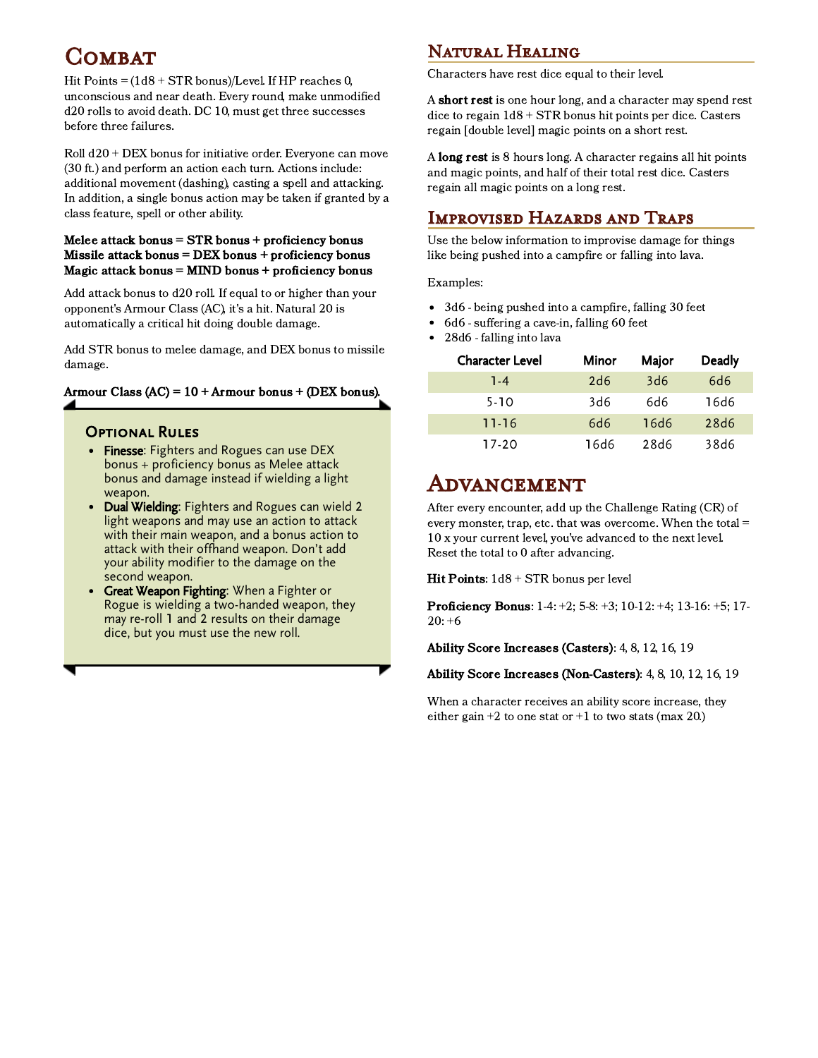# Combat

Hit Points = (1d8 + STR bonus)/Level. If HP reaches 0, unconscious and near death. Every round, make unmodified d20 rolls to avoid death. DC 10, must get three successes before three failures.

Roll d20 + DEX bonus for initiative order. Everyone can move (30 ft.) and perform an action each turn. Actions include: additional movement (dashing), casting a spell and attacking. In addition, a single bonus action may be taken if granted by a class feature, spell or other ability.

**Melee attack bonus = STR bonus + proficiency bonus**
**Missile attack bonus = DEX bonus + proficiency bonus**
**Magic attack bonus = MIND bonus + proficiency bonus**

Add attack bonus to d20 roll. If equal to or higher than your opponent's Armour Class (AC), it's a hit. Natural 20 is automatically a critical hit doing double damage.

Add STR bonus to melee damage, and DEX bonus to missile damage.

**Armour Class (AC) = 10 + Armour bonus + (DEX bonus).**

### Optional Rules

- **Finesse**: Fighters and Rogues can use DEX bonus + proficiency bonus as Melee attack bonus and damage instead if wielding a light weapon.
- **Dual Wielding**: Fighters and Rogues can wield 2 light weapons and may use an action to attack with their main weapon, and a bonus action to attack with their offhand weapon. Don't add your ability modifier to the damage on the second weapon.
- **Great Weapon Fighting**: When a Fighter or Rogue is wielding a two-handed weapon, they may re-roll 1 and 2 results on their damage dice, but you must use the new roll.

## Natural Healing

Characters have rest dice equal to their level.

A **short rest** is one hour long, and a character may spend rest dice to regain 1d8 + STR bonus hit points per dice. Casters regain [double level] magic points on a short rest.

A **long rest** is 8 hours long. A character regains all hit points and magic points, and half of their total rest dice. Casters regain all magic points on a long rest.

## Improvised Hazards and Traps

Use the below information to improvise damage for things like being pushed into a campfire or falling into lava.

Examples:

- 3d6 - being pushed into a campfire, falling 30 feet
- 6d6 - suffering a cave-in, falling 60 feet
- 28d6 - falling into lava

| Character Level | Minor | Major | Deadly |
|---|---|---|---|
| 1-4 | 2d6 | 3d6 | 6d6 |
| 5-10 | 3d6 | 6d6 | 16d6 |
| 11-16 | 6d6 | 16d6 | 28d6 |
| 17-20 | 16d6 | 28d6 | 38d6 |

# Advancement

After every encounter, add up the Challenge Rating (CR) of every monster, trap, etc. that was overcome. When the total = 10 x your current level, you've advanced to the next level. Reset the total to 0 after advancing.

**Hit Points**: 1d8 + STR bonus per level

**Proficiency Bonus**: 1-4: +2; 5-8: +3; 10-12: +4; 13-16: +5; 17-20: +6

**Ability Score Increases (Casters)**: 4, 8, 12, 16, 19

**Ability Score Increases (Non-Casters)**: 4, 8, 10, 12, 16, 19

When a character receives an ability score increase, they either gain +2 to one stat or +1 to two stats (max 20.)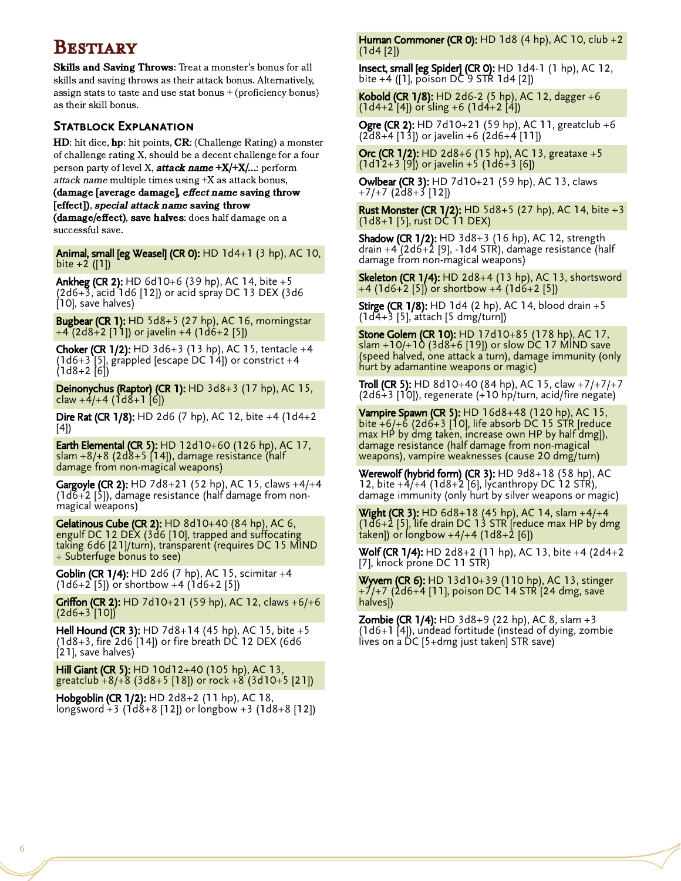# Bestiary

**Skills and Saving Throws**: Treat a monster's bonus for all skills and saving throws as their attack bonus. Alternatively, assign stats to taste and use stat bonus + (proficiency bonus) as their skill bonus.

## Statblock Explanation

**HD**: hit dice, **hp**: hit points, **CR**: (Challenge Rating) a monster of challenge rating X, should be a decent challenge for a four person party of level X, ***attack name* +X/+X/...**: perform *attack name* multiple times using +X as attack bonus, **(damage [average damage], *effect name* saving throw [effect])**, ***special attack name* saving throw (damage/effect)**, **save halves**: does half damage on a successful save.

**Animal, small [eg Weasel] (CR 0):** HD 1d4+1 (3 hp), AC 10, bite +2 ([1])

**Ankheg (CR 2):** HD 6d10+6 (39 hp), AC 14, bite +5 (2d6+3, acid 1d6 [12]) or acid spray DC 13 DEX (3d6 [10], save halves)

**Bugbear (CR 1):** HD 5d8+5 (27 hp), AC 16, morningstar +4 (2d8+2 [11]) or javelin +4 (1d6+2 [5])

**Choker (CR 1/2):** HD 3d6+3 (13 hp), AC 15, tentacle +4 (1d6+3 [5], grappled [escape DC 14]) or constrict +4 (1d8+2 [6])

**Deinonychus (Raptor) (CR 1):** HD 3d8+3 (17 hp), AC 15, claw +4/+4 (1d8+1 [6])

**Dire Rat (CR 1/8):** HD 2d6 (7 hp), AC 12, bite +4 (1d4+2 [4])

**Earth Elemental (CR 5):** HD 12d10+60 (126 hp), AC 17, slam +8/+8 (2d8+5 [14]), damage resistance (half damage from non-magical weapons)

**Gargoyle (CR 2):** HD 7d8+21 (52 hp), AC 15, claws +4/+4 (1d6+2 [5]), damage resistance (half damage from non-magical weapons)

**Gelatinous Cube (CR 2):** HD 8d10+40 (84 hp), AC 6, engulf DC 12 DEX (3d6 [10], trapped and suffocating taking 6d6 [21]/turn), transparent (requires DC 15 MIND + Subterfuge bonus to see)

**Goblin (CR 1/4):** HD 2d6 (7 hp), AC 15, scimitar +4 (1d6+2 [5]) or shortbow +4 (1d6+2 [5])

**Griffon (CR 2):** HD 7d10+21 (59 hp), AC 12, claws +6/+6 (2d6+3 [10])

**Hell Hound (CR 3):** HD 7d8+14 (45 hp), AC 15, bite +5 (1d8+3, fire 2d6 [14]) or fire breath DC 12 DEX (6d6 [21], save halves)

**Hill Giant (CR 5):** HD 10d12+40 (105 hp), AC 13, greatclub +8/+8 (3d8+5 [18]) or rock +8 (3d10+5 [21])

**Hobgoblin (CR 1/2):** HD 2d8+2 (11 hp), AC 18, longsword +3 (1d8+8 [12]) or longbow +3 (1d8+8 [12])

**Human Commoner (CR 0):** HD 1d8 (4 hp), AC 10, club +2 (1d4 [2])

**Insect, small [eg Spider] (CR 0):** HD 1d4-1 (1 hp), AC 12, bite +4 ([1], poison DC 9 STR 1d4 [2])

**Kobold (CR 1/8):** HD 2d6-2 (5 hp), AC 12, dagger +6 (1d4+2 [4]) or sling +6 (1d4+2 [4])

**Ogre (CR 2):** HD 7d10+21 (59 hp), AC 11, greatclub +6 (2d8+4 [13]) or javelin +6 (2d6+4 [11])

**Orc (CR 1/2):** HD 2d8+6 (15 hp), AC 13, greataxe +5 (1d12+3 [9]) or javelin +5 (1d6+3 [6])

**Owlbear (CR 3):** HD 7d10+21 (59 hp), AC 13, claws +7/+7 (2d8+3 [12])

**Rust Monster (CR 1/2):** HD 5d8+5 (27 hp), AC 14, bite +3 (1d8+1 [5], rust DC 11 DEX)

**Shadow (CR 1/2):** HD 3d8+3 (16 hp), AC 12, strength drain +4 (2d6+2 [9], -1d4 STR), damage resistance (half damage from non-magical weapons)

**Skeleton (CR 1/4):** HD 2d8+4 (13 hp), AC 13, shortsword +4 (1d6+2 [5]) or shortbow +4 (1d6+2 [5])

**Stirge (CR 1/8):** HD 1d4 (2 hp), AC 14, blood drain +5 (1d4+3 [5], attach [5 dmg/turn])

**Stone Golem (CR 10):** HD 17d10+85 (178 hp), AC 17, slam +10/+10 (3d8+6 [19]) or slow DC 17 MIND save (speed halved, one attack a turn), damage immunity (only hurt by adamantine weapons or magic)

**Troll (CR 5):** HD 8d10+40 (84 hp), AC 15, claw +7/+7/+7 (2d6+3 [10]), regenerate (+10 hp/turn, acid/fire negate)

**Vampire Spawn (CR 5):** HD 16d8+48 (120 hp), AC 15, bite +6/+6 (2d6+3 [10], life absorb DC 15 STR [reduce max HP by dmg taken, increase own HP by half dmg]), damage resistance (half damage from non-magical weapons), vampire weaknesses (cause 20 dmg/turn)

**Werewolf (hybrid form) (CR 3):** HD 9d8+18 (58 hp), AC 12, bite +4/+4 (1d8+2 [6], lycanthropy DC 12 STR), damage immunity (only hurt by silver weapons or magic)

**Wight (CR 3):** HD 6d8+18 (45 hp), AC 14, slam +4/+4 (1d6+2 [5], life drain DC 13 STR [reduce max HP by dmg taken]) or longbow +4/+4 (1d8+2 [6])

**Wolf (CR 1/4):** HD 2d8+2 (11 hp), AC 13, bite +4 (2d4+2 [7], knock prone DC 11 STR)

**Wyvern (CR 6):** HD 13d10+39 (110 hp), AC 13, stinger +7/+7 (2d6+4 [11], poison DC 14 STR [24 dmg, save halves])

**Zombie (CR 1/4):** HD 3d8+9 (22 hp), AC 8, slam +3 (1d6+1 [4]), undead fortitude (instead of dying, zombie lives on a DC [5+dmg just taken] STR save)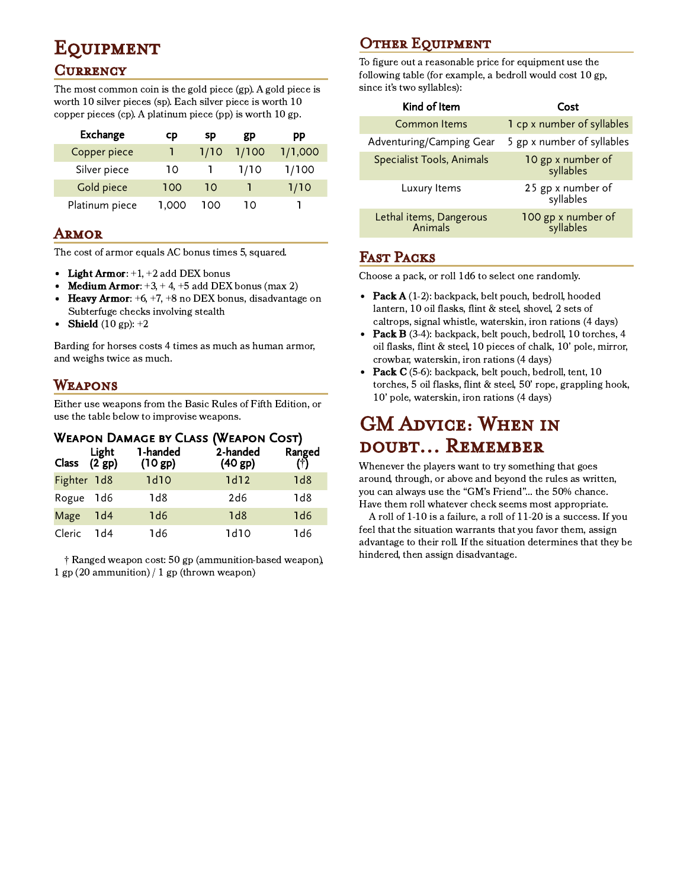# Equipment

## Currency

The most common coin is the gold piece (gp). A gold piece is worth 10 silver pieces (sp). Each silver piece is worth 10 copper pieces (cp). A platinum piece (pp) is worth 10 gp.

| Exchange | cp | sp | gp | pp |
|---|---|---|---|---|
| Copper piece | 1 | 1/10 | 1/100 | 1/1,000 |
| Silver piece | 10 | 1 | 1/10 | 1/100 |
| Gold piece | 100 | 10 | 1 | 1/10 |
| Platinum piece | 1,000 | 100 | 10 | 1 |

## Armor

The cost of armor equals AC bonus times 5, squared.

- **Light Armor**: +1, +2 add DEX bonus
- **Medium Armor**: +3, + 4, +5 add DEX bonus (max 2)
- **Heavy Armor**: +6, +7, +8 no DEX bonus, disadvantage on Subterfuge checks involving stealth
- **Shield** (10 gp): +2

Barding for horses costs 4 times as much as human armor, and weighs twice as much.

## Weapons

Either use weapons from the Basic Rules of Fifth Edition, or use the table below to improvise weapons.

### Weapon Damage by Class (Weapon Cost)

| Class | Light (2 gp) | 1-handed (10 gp) | 2-handed (40 gp) | Ranged (†) |
|---|---|---|---|---|
| Fighter | 1d8 | 1d10 | 1d12 | 1d8 |
| Rogue | 1d6 | 1d8 | 2d6 | 1d8 |
| Mage | 1d4 | 1d6 | 1d8 | 1d6 |
| Cleric | 1d4 | 1d6 | 1d10 | 1d6 |

† Ranged weapon cost: 50 gp (ammunition-based weapon), 1 gp (20 ammunition) / 1 gp (thrown weapon)

## Other Equipment

To figure out a reasonable price for equipment use the following table (for example, a bedroll would cost 10 gp, since it's two syllables):

| Kind of Item | Cost |
|---|---|
| Common Items | 1 cp x number of syllables |
| Adventuring/Camping Gear | 5 gp x number of syllables |
| Specialist Tools, Animals | 10 gp x number of syllables |
| Luxury Items | 25 gp x number of syllables |
| Lethal items, Dangerous Animals | 100 gp x number of syllables |

## Fast Packs

Choose a pack, or roll 1d6 to select one randomly.

- **Pack A** (1-2): backpack, belt pouch, bedroll, hooded lantern, 10 oil flasks, flint & steel, shovel, 2 sets of caltrops, signal whistle, waterskin, iron rations (4 days)
- **Pack B** (3-4): backpack, belt pouch, bedroll, 10 torches, 4 oil flasks, flint & steel, 10 pieces of chalk, 10' pole, mirror, crowbar, waterskin, iron rations (4 days)
- **Pack C** (5-6): backpack, belt pouch, bedroll, tent, 10 torches, 5 oil flasks, flint & steel, 50' rope, grappling hook, 10' pole, waterskin, iron rations (4 days)

# GM Advice: When in doubt... Remember

Whenever the players want to try something that goes around, through, or above and beyond the rules as written, you can always use the "GM's Friend"... the 50% chance. Have them roll whatever check seems most appropriate.

A roll of 1-10 is a failure, a roll of 11-20 is a success. If you feel that the situation warrants that you favor them, assign advantage to their roll. If the situation determines that they be hindered, then assign disadvantage.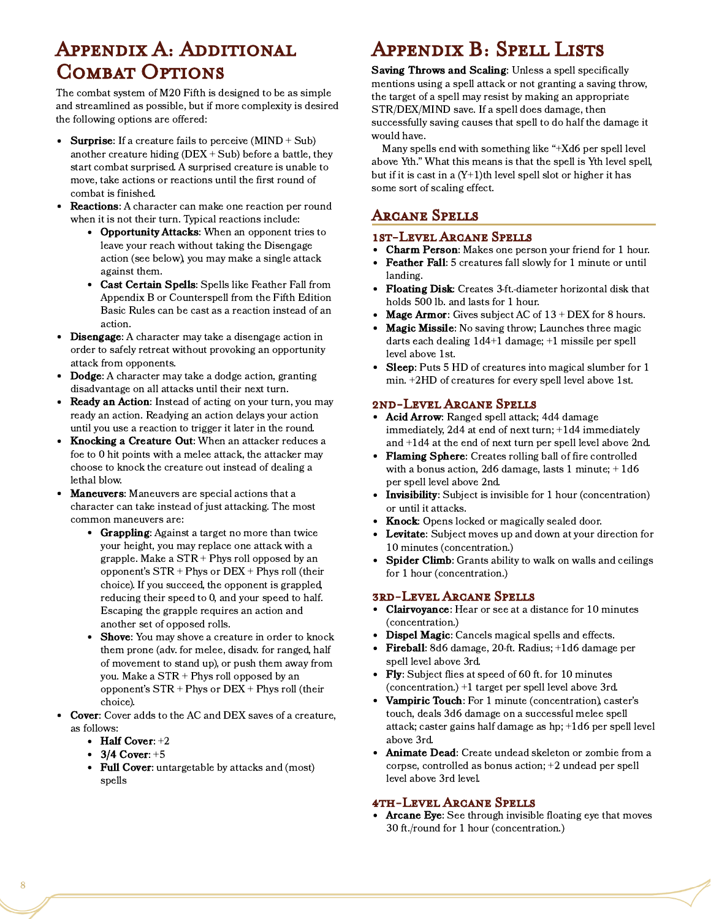# Appendix A: Additional Combat Options

The combat system of M20 Fifth is designed to be as simple and streamlined as possible, but if more complexity is desired the following options are offered:

- **Surprise**: If a creature fails to perceive (MIND + Sub) another creature hiding (DEX + Sub) before a battle, they start combat surprised. A surprised creature is unable to move, take actions or reactions until the first round of combat is finished.
- **Reactions**: A character can make one reaction per round when it is not their turn. Typical reactions include:
  - **Opportunity Attacks**: When an opponent tries to leave your reach without taking the Disengage action (see below), you may make a single attack against them.
  - **Cast Certain Spells**: Spells like Feather Fall from Appendix B or Counterspell from the Fifth Edition Basic Rules can be cast as a reaction instead of an action.
- **Disengage**: A character may take a disengage action in order to safely retreat without provoking an opportunity attack from opponents.
- **Dodge**: A character may take a dodge action, granting disadvantage on all attacks until their next turn.
- **Ready an Action**: Instead of acting on your turn, you may ready an action. Readying an action delays your action until you use a reaction to trigger it later in the round.
- **Knocking a Creature Out**: When an attacker reduces a foe to 0 hit points with a melee attack, the attacker may choose to knock the creature out instead of dealing a lethal blow.
- **Maneuvers**: Maneuvers are special actions that a character can take instead of just attacking. The most common maneuvers are:
  - **Grappling**: Against a target no more than twice your height, you may replace one attack with a grapple. Make a STR + Phys roll opposed by an opponent's STR + Phys or DEX + Phys roll (their choice). If you succeed, the opponent is grappled, reducing their speed to 0, and your speed to half. Escaping the grapple requires an action and another set of opposed rolls.
  - **Shove**: You may shove a creature in order to knock them prone (adv. for melee, disadv. for ranged, half of movement to stand up), or push them away from you. Make a STR + Phys roll opposed by an opponent's STR + Phys or DEX + Phys roll (their choice).
- **Cover**: Cover adds to the AC and DEX saves of a creature, as follows:
  - **Half Cover**: +2
  - **3/4 Cover**: +5
  - **Full Cover**: untargetable by attacks and (most) spells

# Appendix B: Spell Lists

**Saving Throws and Scaling**: Unless a spell specifically mentions using a spell attack or not granting a saving throw, the target of a spell may resist by making an appropriate STR/DEX/MIND save. If a spell does damage, then successfully saving causes that spell to do half the damage it would have.

Many spells end with something like "+Xd6 per spell level above Yth." What this means is that the spell is Yth level spell, but if it is cast in a (Y+1)th level spell slot or higher it has some sort of scaling effect.

## Arcane Spells

### 1st-Level Arcane Spells

- **Charm Person**: Makes one person your friend for 1 hour.
- **Feather Fall**: 5 creatures fall slowly for 1 minute or until landing.
- **Floating Disk**: Creates 3-ft.-diameter horizontal disk that holds 500 lb. and lasts for 1 hour.
- **Mage Armor**: Gives subject AC of 13 + DEX for 8 hours.
- **Magic Missile**: No saving throw; Launches three magic darts each dealing 1d4+1 damage; +1 missile per spell level above 1st.
- **Sleep**: Puts 5 HD of creatures into magical slumber for 1 min. +2HD of creatures for every spell level above 1st.

### 2nd-Level Arcane Spells

- **Acid Arrow**: Ranged spell attack; 4d4 damage immediately, 2d4 at end of next turn; +1d4 immediately and +1d4 at the end of next turn per spell level above 2nd.
- **Flaming Sphere**: Creates rolling ball of fire controlled with a bonus action, 2d6 damage, lasts 1 minute; + 1d6 per spell level above 2nd.
- **Invisibility**: Subject is invisible for 1 hour (concentration) or until it attacks.
- **Knock**: Opens locked or magically sealed door.
- **Levitate**: Subject moves up and down at your direction for 10 minutes (concentration.)
- **Spider Climb**: Grants ability to walk on walls and ceilings for 1 hour (concentration.)

### 3rd-Level Arcane Spells

- **Clairvoyance**: Hear or see at a distance for 10 minutes (concentration.)
- **Dispel Magic**: Cancels magical spells and effects.
- **Fireball**: 8d6 damage, 20-ft. Radius; +1d6 damage per spell level above 3rd.
- **Fly**: Subject flies at speed of 60 ft. for 10 minutes (concentration.) +1 target per spell level above 3rd.
- **Vampiric Touch**: For 1 minute (concentration), caster's touch, deals 3d6 damage on a successful melee spell attack; caster gains half damage as hp; +1d6 per spell level above 3rd.
- **Animate Dead**: Create undead skeleton or zombie from a corpse, controlled as bonus action; +2 undead per spell level above 3rd level.

### 4th-Level Arcane Spells

- **Arcane Eye**: See through invisible floating eye that moves 30 ft./round for 1 hour (concentration.)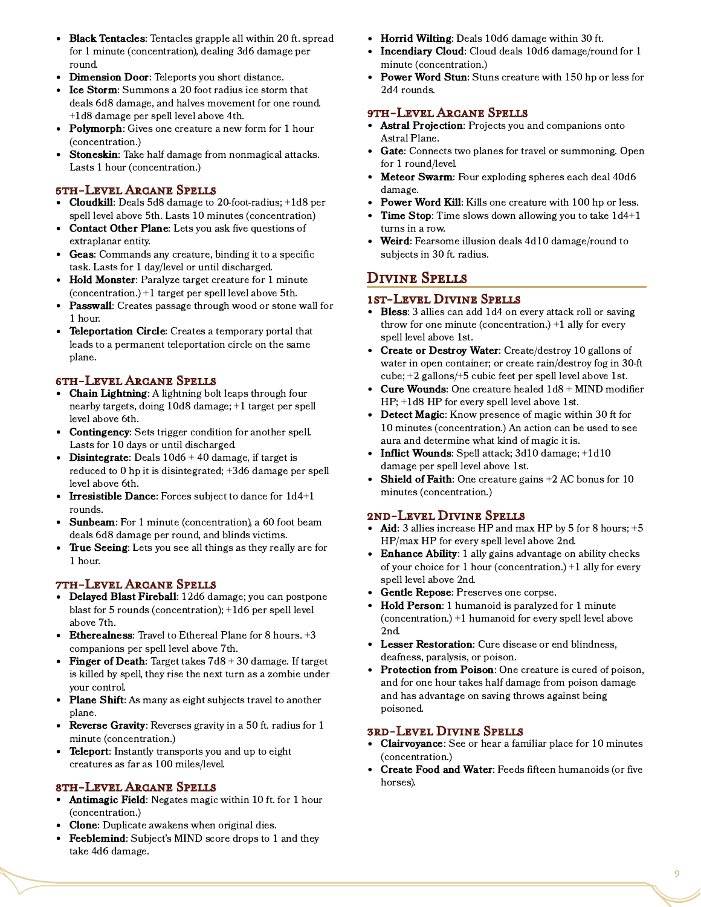- **Black Tentacles**: Tentacles grapple all within 20 ft. spread for 1 minute (concentration), dealing 3d6 damage per round.
- **Dimension Door**: Teleports you short distance.
- **Ice Storm**: Summons a 20 foot radius ice storm that deals 6d8 damage, and halves movement for one round. +1d8 damage per spell level above 4th.
- **Polymorph**: Gives one creature a new form for 1 hour (concentration.)
- **Stoneskin**: Take half damage from nonmagical attacks. Lasts 1 hour (concentration.)

### 5th-Level Arcane Spells

- **Cloudkill**: Deals 5d8 damage to 20-foot-radius; +1d8 per spell level above 5th. Lasts 10 minutes (concentration)
- **Contact Other Plane**: Lets you ask five questions of extraplanar entity.
- **Geas**: Commands any creature, binding it to a specific task. Lasts for 1 day/level or until discharged.
- **Hold Monster**: Paralyze target creature for 1 minute (concentration.) +1 target per spell level above 5th.
- **Passwall**: Creates passage through wood or stone wall for 1 hour.
- **Teleportation Circle**: Creates a temporary portal that leads to a permanent teleportation circle on the same plane.

### 6th-Level Arcane Spells

- **Chain Lightning**: A lightning bolt leaps through four nearby targets, doing 10d8 damage; +1 target per spell level above 6th.
- **Contingency**: Sets trigger condition for another spell. Lasts for 10 days or until discharged.
- **Disintegrate**: Deals 10d6 + 40 damage, if target is reduced to 0 hp it is disintegrated; +3d6 damage per spell level above 6th.
- **Irresistible Dance**: Forces subject to dance for 1d4+1 rounds.
- **Sunbeam**: For 1 minute (concentration), a 60 foot beam deals 6d8 damage per round, and blinds victims.
- **True Seeing**: Lets you see all things as they really are for 1 hour.

### 7th-Level Arcane Spells

- **Delayed Blast Fireball**: 12d6 damage; you can postpone blast for 5 rounds (concentration); +1d6 per spell level above 7th.
- **Etherealness**: Travel to Ethereal Plane for 8 hours. +3 companions per spell level above 7th.
- **Finger of Death**: Target takes 7d8 + 30 damage. If target is killed by spell, they rise the next turn as a zombie under your control.
- **Plane Shift**: As many as eight subjects travel to another plane.
- **Reverse Gravity**: Reverses gravity in a 50 ft. radius for 1 minute (concentration.)
- **Teleport**: Instantly transports you and up to eight creatures as far as 100 miles/level.

### 8th-Level Arcane Spells

- **Antimagic Field**: Negates magic within 10 ft. for 1 hour (concentration.)
- **Clone**: Duplicate awakens when original dies.
- **Feeblemind**: Subject's MIND score drops to 1 and they take 4d6 damage.
- **Horrid Wilting**: Deals 10d6 damage within 30 ft.
- **Incendiary Cloud**: Cloud deals 10d6 damage/round for 1 minute (concentration.)
- **Power Word Stun**: Stuns creature with 150 hp or less for 2d4 rounds.

### 9th-Level Arcane Spells

- **Astral Projection**: Projects you and companions onto Astral Plane.
- **Gate**: Connects two planes for travel or summoning. Open for 1 round/level.
- **Meteor Swarm**: Four exploding spheres each deal 40d6 damage.
- **Power Word Kill**: Kills one creature with 100 hp or less.
- **Time Stop**: Time slows down allowing you to take 1d4+1 turns in a row.
- **Weird**: Fearsome illusion deals 4d10 damage/round to subjects in 30 ft. radius.

## Divine Spells

### 1st-Level Divine Spells

- **Bless**: 3 allies can add 1d4 on every attack roll or saving throw for one minute (concentration.) +1 ally for every spell level above 1st.
- **Create or Destroy Water**: Create/destroy 10 gallons of water in open container; or create rain/destroy fog in 30-ft cube; +2 gallons/+5 cubic feet per spell level above 1st.
- **Cure Wounds**: One creature healed 1d8 + MIND modifier HP; +1d8 HP for every spell level above 1st.
- **Detect Magic**: Know presence of magic within 30 ft for 10 minutes (concentration.) An action can be used to see aura and determine what kind of magic it is.
- **Inflict Wounds**: Spell attack; 3d10 damage; +1d10 damage per spell level above 1st.
- **Shield of Faith**: One creature gains +2 AC bonus for 10 minutes (concentration.)

### 2nd-Level Divine Spells

- **Aid**: 3 allies increase HP and max HP by 5 for 8 hours; +5 HP/max HP for every spell level above 2nd.
- **Enhance Ability**: 1 ally gains advantage on ability checks of your choice for 1 hour (concentration.) +1 ally for every spell level above 2nd.
- **Gentle Repose**: Preserves one corpse.
- **Hold Person**: 1 humanoid is paralyzed for 1 minute (concentration.) +1 humanoid for every spell level above 2nd.
- **Lesser Restoration**: Cure disease or end blindness, deafness, paralysis, or poison.
- **Protection from Poison**: One creature is cured of poison, and for one hour takes half damage from poison damage and has advantage on saving throws against being poisoned.

### 3rd-Level Divine Spells

- **Clairvoyance**: See or hear a familiar place for 10 minutes (concentration.)
- **Create Food and Water**: Feeds fifteen humanoids (or five horses).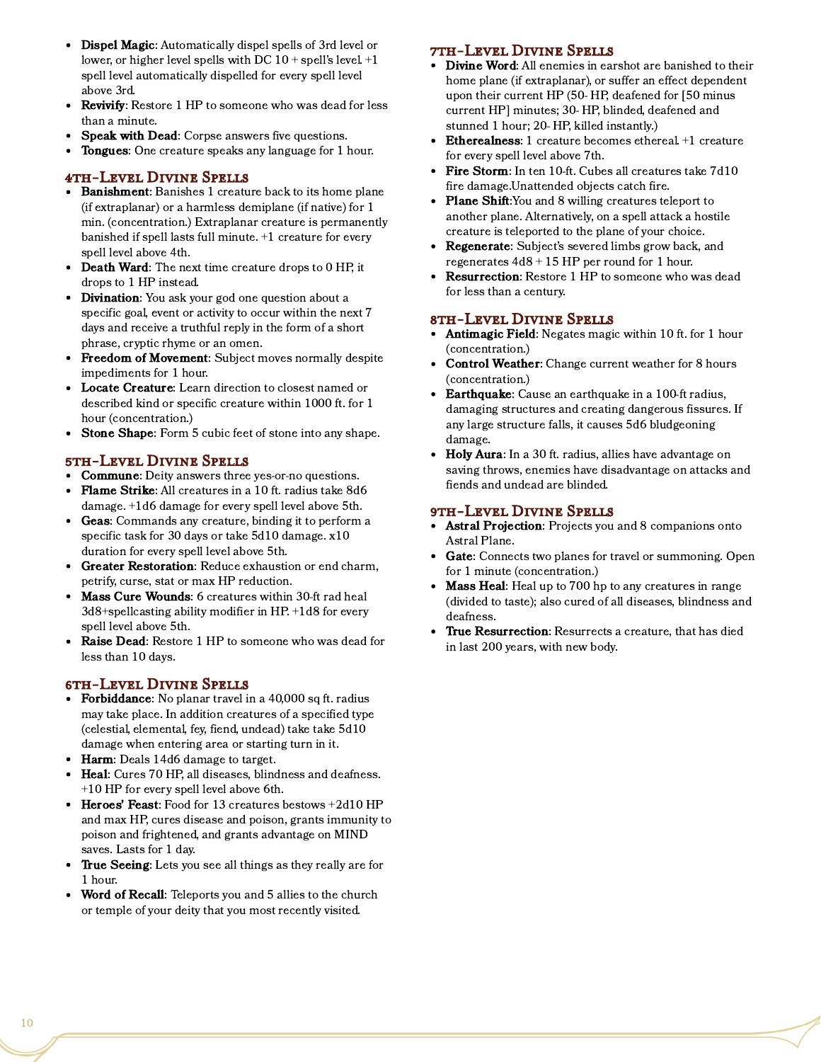- **Dispel Magic**: Automatically dispel spells of 3rd level or lower, or higher level spells with DC 10 + spell's level. +1 spell level automatically dispelled for every spell level above 3rd.
- **Revivify**: Restore 1 HP to someone who was dead for less than a minute.
- **Speak with Dead**: Corpse answers five questions.
- **Tongues**: One creature speaks any language for 1 hour.

## 4th-Level Divine Spells

- **Banishment**: Banishes 1 creature back to its home plane (if extraplanar) or a harmless demiplane (if native) for 1 min. (concentration.) Extraplanar creature is permanently banished if spell lasts full minute. +1 creature for every spell level above 4th.
- **Death Ward**: The next time creature drops to 0 HP, it drops to 1 HP instead.
- **Divination**: You ask your god one question about a specific goal, event or activity to occur within the next 7 days and receive a truthful reply in the form of a short phrase, cryptic rhyme or an omen.
- **Freedom of Movement**: Subject moves normally despite impediments for 1 hour.
- **Locate Creature**: Learn direction to closest named or described kind or specific creature within 1000 ft. for 1 hour (concentration.)
- **Stone Shape**: Form 5 cubic feet of stone into any shape.

## 5th-Level Divine Spells

- **Commune**: Deity answers three yes-or-no questions.
- **Flame Strike**: All creatures in a 10 ft. radius take 8d6 damage. +1d6 damage for every spell level above 5th.
- **Geas**: Commands any creature, binding it to perform a specific task for 30 days or take 5d10 damage. x10 duration for every spell level above 5th.
- **Greater Restoration**: Reduce exhaustion or end charm, petrify, curse, stat or max HP reduction.
- **Mass Cure Wounds**: 6 creatures within 30-ft rad heal 3d8+spellcasting ability modifier in HP. +1d8 for every spell level above 5th.
- **Raise Dead**: Restore 1 HP to someone who was dead for less than 10 days.

## 6th-Level Divine Spells

- **Forbiddance**: No planar travel in a 40,000 sq ft. radius may take place. In addition creatures of a specified type (celestial, elemental, fey, fiend, undead) take take 5d10 damage when entering area or starting turn in it.
- **Harm**: Deals 14d6 damage to target.
- **Heal**: Cures 70 HP, all diseases, blindness and deafness. +10 HP for every spell level above 6th.
- **Heroes' Feast**: Food for 13 creatures bestows +2d10 HP and max HP, cures disease and poison, grants immunity to poison and frightened, and grants advantage on MIND saves. Lasts for 1 day.
- **True Seeing**: Lets you see all things as they really are for 1 hour.
- **Word of Recall**: Teleports you and 5 allies to the church or temple of your deity that you most recently visited.

## 7th-Level Divine Spells

- **Divine Word**: All enemies in earshot are banished to their home plane (if extraplanar), or suffer an effect dependent upon their current HP (50- HP, deafened for [50 minus current HP] minutes; 30- HP, blinded, deafened and stunned 1 hour; 20- HP, killed instantly.)
- **Etherealness**: 1 creature becomes ethereal. +1 creature for every spell level above 7th.
- **Fire Storm**: In ten 10-ft. Cubes all creatures take 7d10 fire damage.Unattended objects catch fire.
- **Plane Shift**:You and 8 willing creatures teleport to another plane. Alternatively, on a spell attack a hostile creature is teleported to the plane of your choice.
- **Regenerate**: Subject's severed limbs grow back, and regenerates 4d8 + 15 HP per round for 1 hour.
- **Resurrection**: Restore 1 HP to someone who was dead for less than a century.

## 8th-Level Divine Spells

- **Antimagic Field**: Negates magic within 10 ft. for 1 hour (concentration.)
- **Control Weather**: Change current weather for 8 hours (concentration.)
- **Earthquake**: Cause an earthquake in a 100-ft radius, damaging structures and creating dangerous fissures. If any large structure falls, it causes 5d6 bludgeoning damage.
- **Holy Aura**: In a 30 ft. radius, allies have advantage on saving throws, enemies have disadvantage on attacks and fiends and undead are blinded.

## 9th-Level Divine Spells

- **Astral Projection**: Projects you and 8 companions onto Astral Plane.
- **Gate**: Connects two planes for travel or summoning. Open for 1 minute (concentration.)
- **Mass Heal**: Heal up to 700 hp to any creatures in range (divided to taste); also cured of all diseases, blindness and deafness.
- **True Resurrection**: Resurrects a creature, that has died in last 200 years, with new body.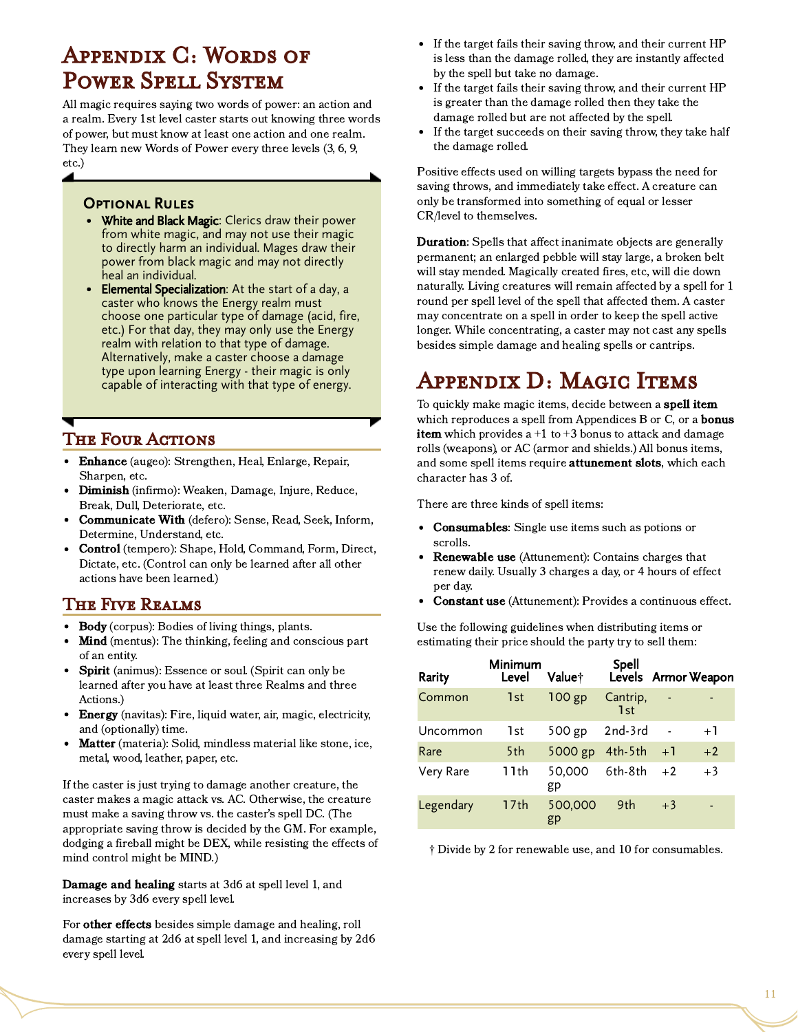# Appendix C: Words of Power Spell System

All magic requires saying two words of power: an action and a realm. Every 1st level caster starts out knowing three words of power, but must know at least one action and one realm. They learn new Words of Power every three levels (3, 6, 9, etc.)

### Optional Rules

- **White and Black Magic**: Clerics draw their power from white magic, and may not use their magic to directly harm an individual. Mages draw their power from black magic and may not directly heal an individual.
- **Elemental Specialization**: At the start of a day, a caster who knows the Energy realm must choose one particular type of damage (acid, fire, etc.) For that day, they may only use the Energy realm with relation to that type of damage. Alternatively, make a caster choose a damage type upon learning Energy - their magic is only capable of interacting with that type of energy.

## The Four Actions

- **Enhance** (augeo): Strengthen, Heal, Enlarge, Repair, Sharpen, etc.
- **Diminish** (infirmo): Weaken, Damage, Injure, Reduce, Break, Dull, Deteriorate, etc.
- **Communicate With** (defero): Sense, Read, Seek, Inform, Determine, Understand, etc.
- **Control** (tempero): Shape, Hold, Command, Form, Direct, Dictate, etc. (Control can only be learned after all other actions have been learned.)

## The Five Realms

- **Body** (corpus): Bodies of living things, plants.
- **Mind** (mentus): The thinking, feeling and conscious part of an entity.
- **Spirit** (animus): Essence or soul. (Spirit can only be learned after you have at least three Realms and three Actions.)
- **Energy** (navitas): Fire, liquid water, air, magic, electricity, and (optionally) time.
- **Matter** (materia): Solid, mindless material like stone, ice, metal, wood, leather, paper, etc.

If the caster is just trying to damage another creature, the caster makes a magic attack vs. AC. Otherwise, the creature must make a saving throw vs. the caster's spell DC. (The appropriate saving throw is decided by the GM. For example, dodging a fireball might be DEX, while resisting the effects of mind control might be MIND.)

**Damage and healing** starts at 3d6 at spell level 1, and increases by 3d6 every spell level.

For **other effects** besides simple damage and healing, roll damage starting at 2d6 at spell level 1, and increasing by 2d6 every spell level.

- If the target fails their saving throw, and their current HP is less than the damage rolled, they are instantly affected by the spell but take no damage.
- If the target fails their saving throw, and their current HP is greater than the damage rolled then they take the damage rolled but are not affected by the spell.
- If the target succeeds on their saving throw, they take half the damage rolled.

Positive effects used on willing targets bypass the need for saving throws, and immediately take effect. A creature can only be transformed into something of equal or lesser CR/level to themselves.

**Duration**: Spells that affect inanimate objects are generally permanent; an enlarged pebble will stay large, a broken belt will stay mended. Magically created fires, etc, will die down naturally. Living creatures will remain affected by a spell for 1 round per spell level of the spell that affected them. A caster may concentrate on a spell in order to keep the spell active longer. While concentrating, a caster may not cast any spells besides simple damage and healing spells or cantrips.

# Appendix D: Magic Items

To quickly make magic items, decide between a **spell item** which reproduces a spell from Appendices B or C, or a **bonus item** which provides a +1 to +3 bonus to attack and damage rolls (weapons), or AC (armor and shields.) All bonus items, and some spell items require **attunement slots**, which each character has 3 of.

There are three kinds of spell items:

- **Consumables**: Single use items such as potions or scrolls.
- **Renewable use** (Attunement): Contains charges that renew daily. Usually 3 charges a day, or 4 hours of effect per day.
- **Constant use** (Attunement): Provides a continuous effect.

Use the following guidelines when distributing items or estimating their price should the party try to sell them:

| Rarity | Minimum Level | Value† | Spell Levels | Armor | Weapon |
|---|---|---|---|---|---|
| Common | 1st | 100 gp | Cantrip, 1st | - | - |
| Uncommon | 1st | 500 gp | 2nd-3rd | - | +1 |
| Rare | 5th | 5000 gp | 4th-5th | +1 | +2 |
| Very Rare | 11th | 50,000 gp | 6th-8th | +2 | +3 |
| Legendary | 17th | 500,000 gp | 9th | +3 | - |

† Divide by 2 for renewable use, and 10 for consumables.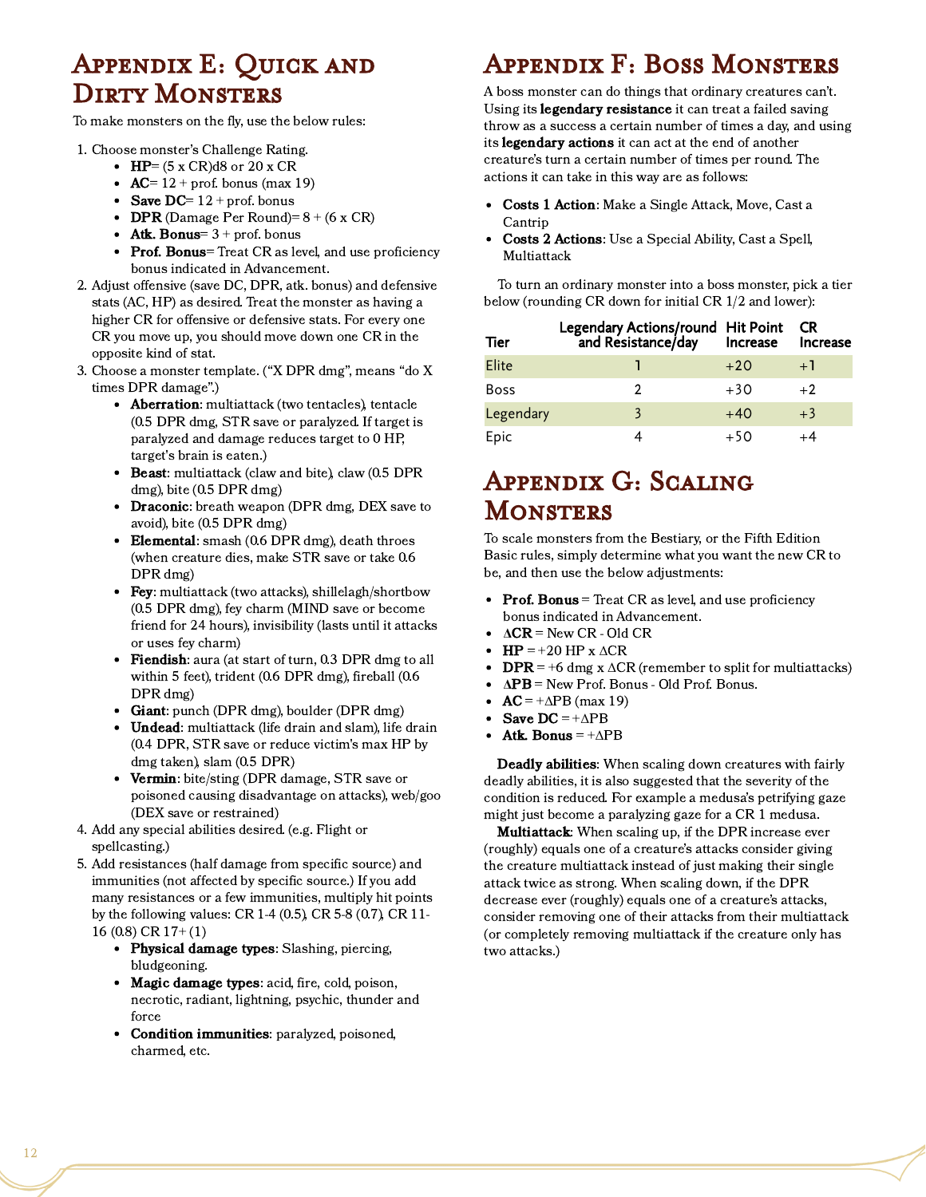# Appendix E: Quick and Dirty Monsters

To make monsters on the fly, use the below rules:

1. Choose monster's Challenge Rating.
   - **HP**= (5 x CR)d8 or 20 x CR
   - **AC**= 12 + prof. bonus (max 19)
   - **Save DC**= 12 + prof. bonus
   - **DPR** (Damage Per Round)= 8 + (6 x CR)
   - **Atk. Bonus**= 3 + prof. bonus
   - **Prof. Bonus**= Treat CR as level, and use proficiency bonus indicated in Advancement.
2. Adjust offensive (save DC, DPR, atk. bonus) and defensive stats (AC, HP) as desired. Treat the monster as having a higher CR for offensive or defensive stats. For every one CR you move up, you should move down one CR in the opposite kind of stat.
3. Choose a monster template. ("X DPR dmg", means "do X times DPR damage".)
   - **Aberration**: multiattack (two tentacles), tentacle (0.5 DPR dmg, STR save or paralyzed. If target is paralyzed and damage reduces target to 0 HP, target's brain is eaten.)
   - **Beast**: multiattack (claw and bite), claw (0.5 DPR dmg), bite (0.5 DPR dmg)
   - **Draconic**: breath weapon (DPR dmg, DEX save to avoid), bite (0.5 DPR dmg)
   - **Elemental**: smash (0.6 DPR dmg), death throes (when creature dies, make STR save or take 0.6 DPR dmg)
   - **Fey**: multiattack (two attacks), shillelagh/shortbow (0.5 DPR dmg), fey charm (MIND save or become friend for 24 hours), invisibility (lasts until it attacks or uses fey charm)
   - **Fiendish**: aura (at start of turn, 0.3 DPR dmg to all within 5 feet), trident (0.6 DPR dmg), fireball (0.6 DPR dmg)
   - **Giant**: punch (DPR dmg), boulder (DPR dmg)
   - **Undead**: multiattack (life drain and slam), life drain (0.4 DPR, STR save or reduce victim's max HP by dmg taken), slam (0.5 DPR)
   - **Vermin**: bite/sting (DPR damage, STR save or poisoned causing disadvantage on attacks), web/goo (DEX save or restrained)
4. Add any special abilities desired. (e.g. Flight or spellcasting.)
5. Add resistances (half damage from specific source) and immunities (not affected by specific source.) If you add many resistances or a few immunities, multiply hit points by the following values: CR 1-4 (0.5), CR 5-8 (0.7), CR 11-16 (0.8) CR 17+ (1)
   - **Physical damage types**: Slashing, piercing, bludgeoning.
   - **Magic damage types**: acid, fire, cold, poison, necrotic, radiant, lightning, psychic, thunder and force
   - **Condition immunities**: paralyzed, poisoned, charmed, etc.

# Appendix F: Boss Monsters

A boss monster can do things that ordinary creatures can't. Using its **legendary resistance** it can treat a failed saving throw as a success a certain number of times a day, and using its **legendary actions** it can act at the end of another creature's turn a certain number of times per round. The actions it can take in this way are as follows:

- **Costs 1 Action**: Make a Single Attack, Move, Cast a Cantrip
- **Costs 2 Actions**: Use a Special Ability, Cast a Spell, Multiattack

To turn an ordinary monster into a boss monster, pick a tier below (rounding CR down for initial CR 1/2 and lower):

| Tier | Legendary Actions/round and Resistance/day | Hit Point Increase | CR Increase |
|---|---|---|---|
| Elite | 1 | +20 | +1 |
| Boss | 2 | +30 | +2 |
| Legendary | 3 | +40 | +3 |
| Epic | 4 | +50 | +4 |

# Appendix G: Scaling Monsters

To scale monsters from the Bestiary, or the Fifth Edition Basic rules, simply determine what you want the new CR to be, and then use the below adjustments:

- **Prof. Bonus** = Treat CR as level, and use proficiency bonus indicated in Advancement.
- **ΔCR** = New CR - Old CR
- **HP** = +20 HP x ΔCR
- **DPR** = +6 dmg x ΔCR (remember to split for multiattacks)
- **ΔPB** = New Prof. Bonus - Old Prof. Bonus.
- **AC** = +ΔPB (max 19)
- **Save DC** = +ΔPB
- **Atk. Bonus** = +ΔPB

**Deadly abilities**: When scaling down creatures with fairly deadly abilities, it is also suggested that the severity of the condition is reduced. For example a medusa's petrifying gaze might just become a paralyzing gaze for a CR 1 medusa.

**Multiattack**: When scaling up, if the DPR increase ever (roughly) equals one of a creature's attacks consider giving the creature multiattack instead of just making their single attack twice as strong. When scaling down, if the DPR decrease ever (roughly) equals one of a creature's attacks, consider removing one of their attacks from their multiattack (or completely removing multiattack if the creature only has two attacks.)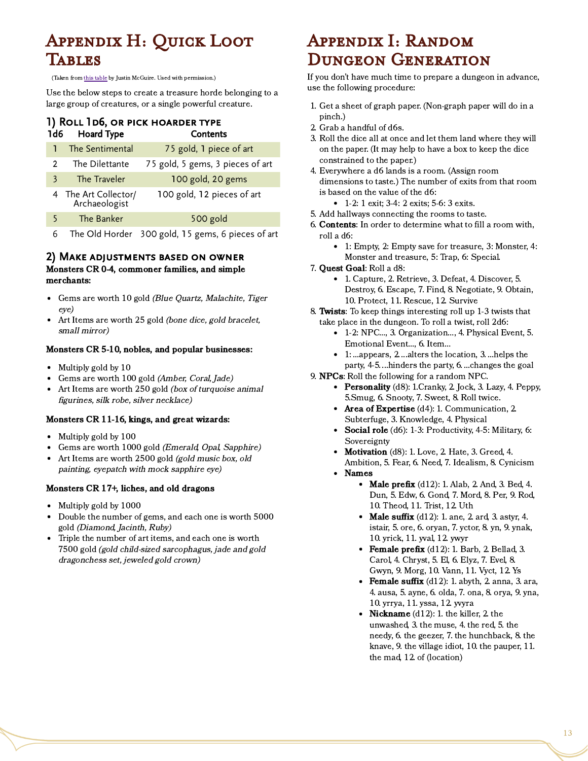# Appendix H: Quick Loot Tables

(Taken from this table by Justin McGuire. Used with permission.)

Use the below steps to create a treasure horde belonging to a large group of creatures, or a single powerful creature.

## 1) Roll 1d6, or pick hoarder type

| 1d6 | Hoard Type | Contents |
|---|---|---|
| 1 | The Sentimental | 75 gold, 1 piece of art |
| 2 | The Dilettante | 75 gold, 5 gems, 3 pieces of art |
| 3 | The Traveler | 100 gold, 20 gems |
| 4 | The Art Collector/ Archaeologist | 100 gold, 12 pieces of art |
| 5 | The Banker | 500 gold |
| 6 | The Old Horder | 300 gold, 15 gems, 6 pieces of art |

## 2) Make adjustments based on owner

**Monsters CR 0-4, commoner families, and simple merchants:**

- Gems are worth 10 gold *(Blue Quartz, Malachite, Tiger eye)*
- Art Items are worth 25 gold *(bone dice, gold bracelet, small mirror)*

**Monsters CR 5-10, nobles, and popular businesses:**

- Multiply gold by 10
- Gems are worth 100 gold *(Amber, Coral, Jade)*
- Art Items are worth 250 gold *(box of turquoise animal figurines, silk robe, silver necklace)*

**Monsters CR 11-16, kings, and great wizards:**

- Multiply gold by 100
- Gems are worth 1000 gold *(Emerald, Opal, Sapphire)*
- Art Items are worth 2500 gold *(gold music box, old painting, eyepatch with mock sapphire eye)*

**Monsters CR 17+, liches, and old dragons**

- Multiply gold by 1000
- Double the number of gems, and each one is worth 5000 gold *(Diamond, Jacinth, Ruby)*
- Triple the number of art items, and each one is worth 7500 gold *(gold child-sized sarcophagus, jade and gold dragonchess set, jeweled gold crown)*

# Appendix I: Random Dungeon Generation

If you don't have much time to prepare a dungeon in advance, use the following procedure:

1. Get a sheet of graph paper. (Non-graph paper will do in a pinch.)
2. Grab a handful of d6s.
3. Roll the dice all at once and let them land where they will on the paper. (It may help to have a box to keep the dice constrained to the paper.)
4. Everywhere a d6 lands is a room. (Assign room dimensions to taste.) The number of exits from that room is based on the value of the d6:
   - 1-2: 1 exit; 3-4: 2 exits; 5-6: 3 exits.
5. Add hallways connecting the rooms to taste.
6. **Contents**: In order to determine what to fill a room with, roll a d6:
   - 1: Empty, 2: Empty save for treasure, 3: Monster, 4: Monster and treasure, 5: Trap, 6: Special.
7. **Quest Goal**: Roll a d8:
   - 1. Capture, 2. Retrieve, 3. Defeat, 4. Discover, 5. Destroy, 6. Escape, 7. Find, 8. Negotiate, 9. Obtain, 10. Protect, 11. Rescue, 12. Survive
8. **Twists**: To keep things interesting roll up 1-3 twists that take place in the dungeon. To roll a twist, roll 2d6:
   - 1-2: NPC..., 3. Organization..., 4. Physical Event, 5. Emotional Event..., 6. Item...
   - 1: ...appears, 2. ...alters the location, 3. ...helps the party, 4-5. ...hinders the party, 6. ...changes the goal
9. **NPCs**: Roll the following for a random NPC.
   - **Personality** (d8): 1.Cranky, 2. Jock, 3. Lazy, 4. Peppy, 5.Smug, 6. Snooty, 7. Sweet, 8. Roll twice.
   - **Area of Expertise** (d4): 1. Communication, 2. Subterfuge, 3. Knowledge, 4. Physical
   - **Social role** (d6): 1-3: Productivity, 4-5: Military, 6: Sovereignty
   - **Motivation** (d8): 1. Love, 2. Hate, 3. Greed, 4. Ambition, 5. Fear, 6. Need, 7. Idealism, 8. Cynicism
   - **Names**
     - **Male prefix** (d12): 1. Alab, 2. And, 3. Bed, 4. Dun, 5. Edw, 6. Gond, 7. Mord, 8. Per, 9. Rod, 10. Theod, 11. Trist, 12. Uth
     - **Male suffix** (d12): 1. ane, 2. ard, 3. astyr, 4. istair, 5. ore, 6. oryan, 7. yctor, 8. yn, 9. ynak, 10. yrick, 11. yval, 12. ywyr
     - **Female prefix** (d12): 1. Barb, 2. Bellad, 3. Carol, 4. Chryst, 5. El, 6. Elyz, 7. Evel, 8. Gwyn, 9. Morg, 10. Vann, 11. Vyct, 12. Ys
     - **Female suffix** (d12): 1. abyth, 2. anna, 3. ara, 4. ausa, 5. ayne, 6. olda, 7. ona, 8. orya, 9. yna, 10. yrrya, 11. yssa, 12. yvyra
     - **Nickname** (d12): 1. the killer, 2. the unwashed, 3. the muse, 4. the red, 5. the needy, 6. the geezer, 7. the hunchback, 8. the knave, 9. the village idiot, 10. the pauper, 11. the mad, 12. of (location)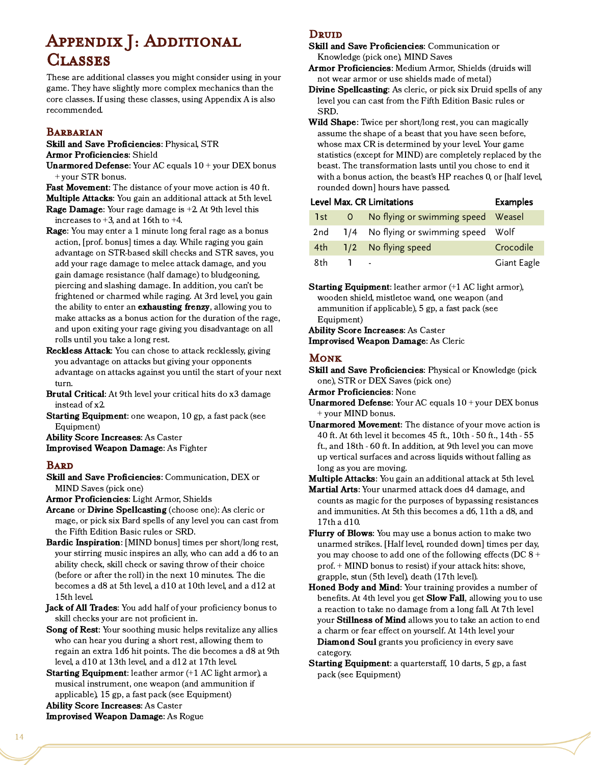# Appendix J: Additional Classes

These are additional classes you might consider using in your game. They have slightly more complex mechanics than the core classes. If using these classes, using Appendix A is also recommended.

## Barbarian

**Skill and Save Proficiencies**: Physical, STR
**Armor Proficiencies**: Shield
**Unarmored Defense**: Your AC equals 10 + your DEX bonus + your STR bonus.
**Fast Movement**: The distance of your move action is 40 ft.
**Multiple Attacks**: You gain an additional attack at 5th level.
**Rage Damage**: Your rage damage is +2. At 9th level this increases to +3, and at 16th to +4.
**Rage**: You may enter a 1 minute long feral rage as a bonus action, [prof. bonus] times a day. While raging you gain advantage on STR-based skill checks and STR saves, you add your rage damage to melee attack damage, and you gain damage resistance (half damage) to bludgeoning, piercing and slashing damage. In addition, you can't be frightened or charmed while raging. At 3rd level, you gain the ability to enter an **exhausting frenzy**, allowing you to make attacks as a bonus action for the duration of the rage, and upon exiting your rage giving you disadvantage on all rolls until you take a long rest.
**Reckless Attack**: You can chose to attack recklessly, giving you advantage on attacks but giving your opponents advantage on attacks against you until the start of your next turn.
**Brutal Critical**: At 9th level your critical hits do x3 damage instead of x2.
**Starting Equipment**: one weapon, 10 gp, a fast pack (see Equipment)
**Ability Score Increases**: As Caster
**Improvised Weapon Damage**: As Fighter

## Bard

**Skill and Save Proficiencies**: Communication, DEX or MIND Saves (pick one)
**Armor Proficiencies**: Light Armor, Shields
**Arcane** or **Divine Spellcasting** (choose one): As cleric or mage, or pick six Bard spells of any level you can cast from the Fifth Edition Basic rules or SRD.
**Bardic Inspiration**: [MIND bonus] times per short/long rest, your stirring music inspires an ally, who can add a d6 to an ability check, skill check or saving throw of their choice (before or after the roll) in the next 10 minutes. The die becomes a d8 at 5th level, a d10 at 10th level, and a d12 at 15th level.
**Jack of All Trades**: You add half of your proficiency bonus to skill checks your are not proficient in.
**Song of Rest**: Your soothing music helps revitalize any allies who can hear you during a short rest, allowing them to regain an extra 1d6 hit points. The die becomes a d8 at 9th level, a d10 at 13th level, and a d12 at 17th level.
**Starting Equipment**: leather armor (+1 AC light armor), a musical instrument, one weapon (and ammunition if applicable), 15 gp, a fast pack (see Equipment)
**Ability Score Increases**: As Caster
**Improvised Weapon Damage**: As Rogue

## Druid

**Skill and Save Proficiencies**: Communication or Knowledge (pick one), MIND Saves
**Armor Proficiencies**: Medium Armor, Shields (druids will not wear armor or use shields made of metal)
**Divine Spellcasting**: As cleric, or pick six Druid spells of any level you can cast from the Fifth Edition Basic rules or SRD.
**Wild Shape**: Twice per short/long rest, you can magically assume the shape of a beast that you have seen before, whose max CR is determined by your level. Your game statistics (except for MIND) are completely replaced by the beast. The transformation lasts until you chose to end it with a bonus action, the beast's HP reaches 0, or [half level, rounded down] hours have passed.

| Level | Max. CR | Limitations | Examples |
|---|---|---|---|
| 1st | 0 | No flying or swimming speed | Weasel |
| 2nd | 1/4 | No flying or swimming speed | Wolf |
| 4th | 1/2 | No flying speed | Crocodile |
| 8th | 1 | - | Giant Eagle |

**Starting Equipment**: leather armor (+1 AC light armor), wooden shield, mistletoe wand, one weapon (and ammunition if applicable), 5 gp, a fast pack (see Equipment)
**Ability Score Increases**: As Caster
**Improvised Weapon Damage**: As Cleric

## Monk

**Skill and Save Proficiencies**: Physical or Knowledge (pick one), STR or DEX Saves (pick one)
**Armor Proficiencies**: None
**Unarmored Defense**: Your AC equals 10 + your DEX bonus + your MIND bonus.
**Unarmored Movement**: The distance of your move action is 40 ft. At 6th level it becomes 45 ft., 10th - 50 ft., 14th - 55 ft., and 18th - 60 ft. In addition, at 9th level you can move up vertical surfaces and across liquids without falling as long as you are moving.
**Multiple Attacks**: You gain an additional attack at 5th level.
**Martial Arts**: Your unarmed attack does d4 damage, and counts as magic for the purposes of bypassing resistances and immunities. At 5th this becomes a d6, 11th a d8, and 17th a d10.
**Flurry of Blows**: You may use a bonus action to make two unarmed strikes. [Half level, rounded down] times per day, you may choose to add one of the following effects (DC 8 + prof. + MIND bonus to resist) if your attack hits: shove, grapple, stun (5th level), death (17th level).
**Honed Body and Mind**: Your training provides a number of benefits. At 4th level you get **Slow Fall**, allowing you to use a reaction to take no damage from a long fall. At 7th level your **Stillness of Mind** allows you to take an action to end a charm or fear effect on yourself. At 14th level your **Diamond Soul** grants you proficiency in every save category.
**Starting Equipment**: a quarterstaff, 10 darts, 5 gp, a fast pack (see Equipment)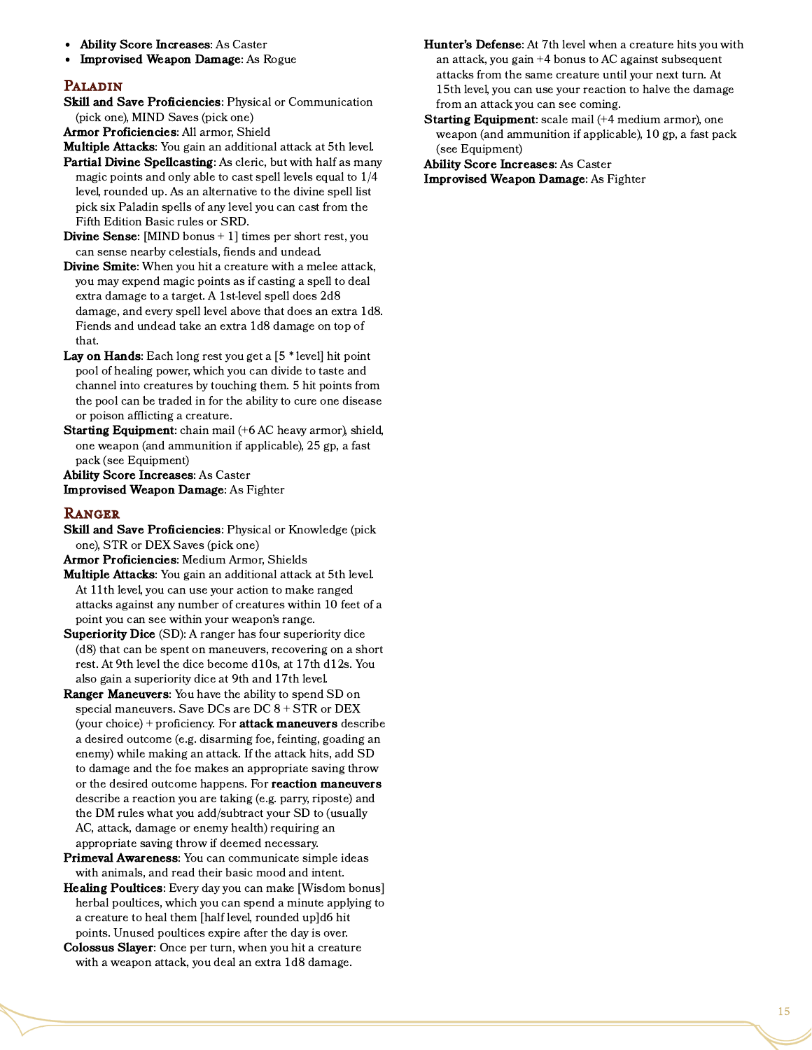- **Ability Score Increases**: As Caster
- **Improvised Weapon Damage**: As Rogue

## Paladin

**Skill and Save Proficiencies**: Physical or Communication (pick one), MIND Saves (pick one)

**Armor Proficiencies**: All armor, Shield

**Multiple Attacks**: You gain an additional attack at 5th level.

**Partial Divine Spellcasting**: As cleric, but with half as many magic points and only able to cast spell levels equal to 1/4 level, rounded up. As an alternative to the divine spell list pick six Paladin spells of any level you can cast from the Fifth Edition Basic rules or SRD.

**Divine Sense**: [MIND bonus + 1] times per short rest, you can sense nearby celestials, fiends and undead.

**Divine Smite**: When you hit a creature with a melee attack, you may expend magic points as if casting a spell to deal extra damage to a target. A 1st-level spell does 2d8 damage, and every spell level above that does an extra 1d8. Fiends and undead take an extra 1d8 damage on top of that.

**Lay on Hands**: Each long rest you get a [5 * level] hit point pool of healing power, which you can divide to taste and channel into creatures by touching them. 5 hit points from the pool can be traded in for the ability to cure one disease or poison afflicting a creature.

**Starting Equipment**: chain mail (+6 AC heavy armor), shield, one weapon (and ammunition if applicable), 25 gp, a fast pack (see Equipment)

**Ability Score Increases**: As Caster

**Improvised Weapon Damage**: As Fighter

## Ranger

**Skill and Save Proficiencies**: Physical or Knowledge (pick one), STR or DEX Saves (pick one)

**Armor Proficiencies**: Medium Armor, Shields

**Multiple Attacks**: You gain an additional attack at 5th level. At 11th level, you can use your action to make ranged attacks against any number of creatures within 10 feet of a point you can see within your weapon's range.

**Superiority Dice** (SD): A ranger has four superiority dice (d8) that can be spent on maneuvers, recovering on a short rest. At 9th level the dice become d10s, at 17th d12s. You also gain a superiority dice at 9th and 17th level.

**Ranger Maneuvers**: You have the ability to spend SD on special maneuvers. Save DCs are DC 8 + STR or DEX (your choice) + proficiency. For **attack maneuvers** describe a desired outcome (e.g. disarming foe, feinting, goading an enemy) while making an attack. If the attack hits, add SD to damage and the foe makes an appropriate saving throw or the desired outcome happens. For **reaction maneuvers** describe a reaction you are taking (e.g. parry, riposte) and the DM rules what you add/subtract your SD to (usually AC, attack, damage or enemy health) requiring an appropriate saving throw if deemed necessary.

**Primeval Awareness**: You can communicate simple ideas with animals, and read their basic mood and intent.

**Healing Poultices**: Every day you can make [Wisdom bonus] herbal poultices, which you can spend a minute applying to a creature to heal them [half level, rounded up]d6 hit points. Unused poultices expire after the day is over.

**Colossus Slayer**: Once per turn, when you hit a creature with a weapon attack, you deal an extra 1d8 damage.

**Hunter's Defense**: At 7th level when a creature hits you with an attack, you gain +4 bonus to AC against subsequent attacks from the same creature until your next turn. At 15th level, you can use your reaction to halve the damage from an attack you can see coming.

**Starting Equipment**: scale mail (+4 medium armor), one weapon (and ammunition if applicable), 10 gp, a fast pack (see Equipment)

**Ability Score Increases**: As Caster

**Improvised Weapon Damage**: As Fighter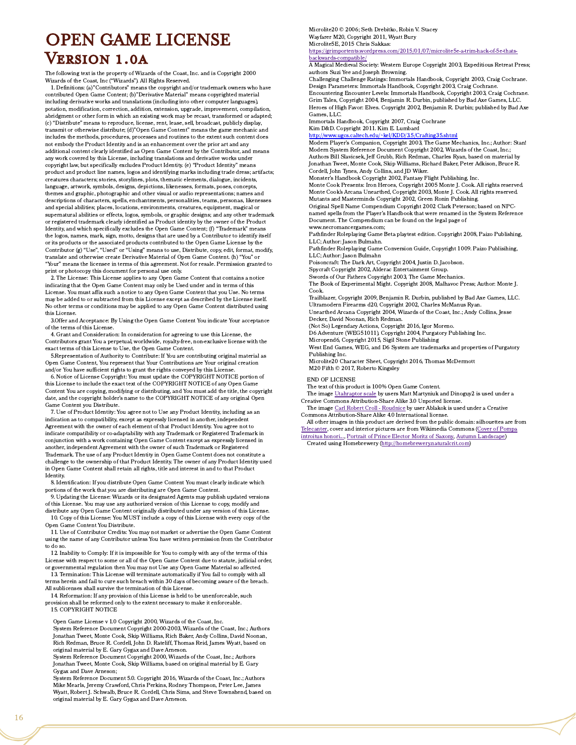# OPEN GAME LICENSE
## Version 1.0a

The following text is the property of Wizards of the Coast, Inc. and is Copyright 2000 Wizards of the Coast, Inc ("Wizards"). All Rights Reserved.

1. Definitions: (a)"Contributors" means the copyright and/or trademark owners who have contributed Open Game Content; (b)"Derivative Material" means copyrighted material including derivative works and translations (including into other computer languages), potation, modification, correction, addition, extension, upgrade, improvement, compilation, abridgment or other form in which an existing work may be recast, transformed or adapted; (c) "Distribute" means to reproduce, license, rent, lease, sell, broadcast, publicly display, transmit or otherwise distribute; (d)"Open Game Content" means the game mechanic and includes the methods, procedures, processes and routines to the extent such content does not embody the Product Identity and is an enhancement over the prior art and any additional content clearly identified as Open Game Content by the Contributor, and means any work covered by this License, including translations and derivative works under copyright law, but specifically excludes Product Identity. (e) "Product Identity" means product and product line names, logos and identifying marks including trade dress; artifacts; creatures characters; stories, storylines, plots, thematic elements, dialogue, incidents, language, artwork, symbols, designs, depictions, likenesses, formats, poses, concepts, themes and graphic, photographic and other visual or audio representations; names and descriptions of characters, spells, enchantments, personalities, teams, personas, likenesses and special abilities; places, locations, environments, creatures, equipment, magical or supernatural abilities or effects, logos, symbols, or graphic designs; and any other trademark or registered trademark clearly identified as Product identity by the owner of the Product Identity, and which specifically excludes the Open Game Content; (f) "Trademark" means the logos, names, mark, sign, motto, designs that are used by a Contributor to identify itself or its products or the associated products contributed to the Open Game License by the Contributor (g) "Use", "Used" or "Using" means to use, Distribute, copy, edit, format, modify, translate and otherwise create Derivative Material of Open Game Content. (h) "You" or "Your" means the licensee in terms of this agreement. Not for resale. Permission granted to print or photocopy this document for personal use only.

2. The License: This License applies to any Open Game Content that contains a notice indicating that the Open Game Content may only be Used under and in terms of this License. You must affix such a notice to any Open Game Content that you Use. No terms may be added to or subtracted from this License except as described by the License itself. No other terms or conditions may be applied to any Open Game Content distributed using this License.

3.Offer and Acceptance: By Using the Open Game Content You indicate Your acceptance of the terms of this License.

4. Grant and Consideration: In consideration for agreeing to use this License, the Contributors grant You a perpetual, worldwide, royalty-free, non-exclusive license with the exact terms of this License to Use, the Open Game Content.

5.Representation of Authority to Contribute: If You are contributing original material as Open Game Content, You represent that Your Contributions are Your original creation and/or You have sufficient rights to grant the rights conveyed by this License.

6. Notice of License Copyright: You must update the COPYRIGHT NOTICE portion of this License to include the exact text of the COPYRIGHT NOTICE of any Open Game Content You are copying, modifying or distributing, and You must add the title, the copyright date, and the copyright holder's name to the COPYRIGHT NOTICE of any original Open Game Content you Distribute.

7. Use of Product Identity: You agree not to Use any Product Identity, including as an indication as to compatibility, except as expressly licensed in another, independent Agreement with the owner of each element of that Product Identity. You agree not to indicate compatibility or co-adaptability with any Trademark or Registered Trademark in conjunction with a work containing Open Game Content except as expressly licensed in another, independent Agreement with the owner of such Trademark or Registered Trademark. The use of any Product Identity in Open Game Content does not constitute a challenge to the ownership of that Product Identity. The owner of any Product Identity used in Open Game Content shall retain all rights, title and interest in and to that Product Identity.

8. Identification: If you distribute Open Game Content You must clearly indicate which portions of the work that you are distributing are Open Game Content.

9. Updating the License: Wizards or its designated Agents may publish updated versions of this License. You may use any authorized version of this License to copy, modify and distribute any Open Game Content originally distributed under any version of this License.

10. Copy of this License: You MUST include a copy of this License with every copy of the Open Game Content You Distribute.

11. Use of Contributor Credits: You may not market or advertise the Open Game Content using the name of any Contributor unless You have written permission from the Contributor to do so.

12. Inability to Comply: If it is impossible for You to comply with any of the terms of this License with respect to some or all of the Open Game Content due to statute, judicial order, or governmental regulation then You may not Use any Open Game Material so affected.

13. Termination: This License will terminate automatically if You fail to comply with all terms herein and fail to cure such breach within 30 days of becoming aware of the breach. All sublicenses shall survive the termination of this License.

14. Reformation: If any provision of this License is held to be unenforceable, such provision shall be reformed only to the extent necessary to make it enforceable.

15. COPYRIGHT NOTICE

Open Game License v 1.0 Copyright 2000, Wizards of the Coast, Inc.
System Reference Document Copyright 2000-2003, Wizards of the Coast, Inc.; Authors Jonathan Tweet, Monte Cook, Skip Williams, Rich Baker, Andy Collins, David Noonan, Rich Redman, Bruce R. Cordell, John D. Rateliff, Thomas Reid, James Wyatt, based on original material by E. Gary Gygax and Dave Arneson.
System Reference Document Copyright 2000, Wizards of the Coast, Inc.; Authors Jonathan Tweet, Monte Cook, Skip Williams, based on original material by E. Gary Gygax and Dave Arneson;
System Reference Document 5.0. Copyright 2016, Wizards of the Coast, Inc.; Authors Mike Mearls, Jeremy Crawford, Chris Perkins, Rodney Thompson, Peter Lee, James Wyatt, Robert J. Schwalb, Bruce R. Cordell, Chris Sims, and Steve Townshend, based on original material by E. Gary Gygax and Dave Arneson.
Microlite20 © 2006; Seth Drebitko, Robin V. Stacey
Wayfarer M20, Copyright 2011, Wyatt Bury
Microlite5E, 2015 Chris Sakkas: https://grimportents.wordpress.com/2015/01/07/microlite5e-a-trim-hack-of-5e-thats-backwards-compatible/
A Magical Medieval Society: Western Europe Copyright 2003, Expeditious Retreat Press; authors Suzi Yee and Joseph Browning.
Challenging Challenge Ratings: Immortals Handbook, Copyright 2003, Craig Cochrane.
Design Parameters: Immortals Handbook, Copyright 2003, Craig Cochrane.
Encountering Encounter Levels: Immortals Handbook, Copyright 2003, Craig Cochrane.
Grim Tales, Copyright 2004, Benjamin R. Durbin, published by Bad Axe Games, LLC.
Heroes of High Favor: Elves. Copyright 2002, Benjamin R. Durbin; published by Bad Axe Games, LLC.
Immortals Handbook, Copyright 2007, Craig Cochrane
Kim D&D. Copyright 2011. Kim E. Lumbard
http://www.ugcs.caltech.edu/~kel/KDD/3.5/Crafting35.shtml
Modern Player's Companion, Copyright 2003, The Game Mechanics, Inc.; Author: Stan!
Modern System Reference Document Copyright 2002, Wizards of the Coast, Inc.; Authors Bill Slavicsek, Jeff Grubb, Rich Redman, Charles Ryan, based on material by Jonathan Tweet, Monte Cook, Skip Williams, Richard Baker, Peter Adkison, Bruce R. Cordell, John Tynes, Andy Collins, and JD Wiker.
Monster's Handbook Copyright 2002, Fantasy Flight Publishing, Inc.
Monte Cook Presents: Iron Heroes, Copyright 2005 Monte J. Cook. All rights reserved.
Monte Cook's Arcana Unearthed, Copyright 2003, Monte J. Cook. All rights reserved.
Mutants and Masterminds Copyright 2002, Green Ronin Publishing.
Original Spell Name Compendium Copyright 2002 Clark Peterson; based on NPC-named spells from the Player's Handbook that were renamed in the System Reference Document. The Compendium can be found on the legal page of www.necromancergames.com;
Pathfinder Roleplaying Game Beta playtest edition. Copyright 2008, Paizo Publishing, LLC; Author: Jason Bulmahn.
Pathfinder Roleplaying Game Conversion Guide, Copyright 1009. Paizo Publisihing, LLC; Author: Jason Bulmahn
Poisoncraft: The Dark Art, Copyright 2004, Justin D. Jacobson.
Spycraft Copyright 2002, Alderac Entertainment Group.
Swords of Our Fathers Copyright 2003, The Game Mechanics.
The Book of Experimental Might. Copyright 2008, Malhavoc Press; Author: Monte J. Cook.
Trailblazer, Copyright 2009, Benjamin R. Durbin, published by Bad Axe Games, LLC.
Ultramodern Firearms d20, Copyright 2002, Charles McManus Ryan.
Unearthed Arcana Copyright 2004, Wizards of the Coast, Inc.; Andy Collins, Jesse Decker, David Noonan, Rich Redman.
(Not So) Legendary Actions, Copyright 2016, Igor Moreno.
D6 Adventure (WEG51011), Copyright 2004, Purgatory Publishing Inc.
Micropend6, Copyright 2015, Sigil Stone Publishing
West End Games, WEG, and D6 System are trademarks and properties of Purgatory Publishing Inc.
Microlite20 Character Sheet, Copyright 2016, Thomas McDermott
M20 Fifth © 2017, Roberto Kingsley

END OF LICENSE

The text of this product is 100% Open Game Content.

The image Utahraptor scale by users Matt Martyniuk and Dinoguy2 is used under a Creative Commons Attribution-Share Alike 3.0 Unported license.

The image Carl Robert Croll - Roudnice by user Ablakok is used under a Creative Commons Attribution-Share Alike 4.0 International license.

All other images in this product are derived from the public domain: silhouettes are from Telecanter, cover and interior pictures are from Wikimedia Commons (Cover of Pompa introitus honori..., Portrait of Prince Elector Moritz of Saxony, Autumn Landscape)

Created using Homebrewery (http://homebrewery.naturalcrit.com)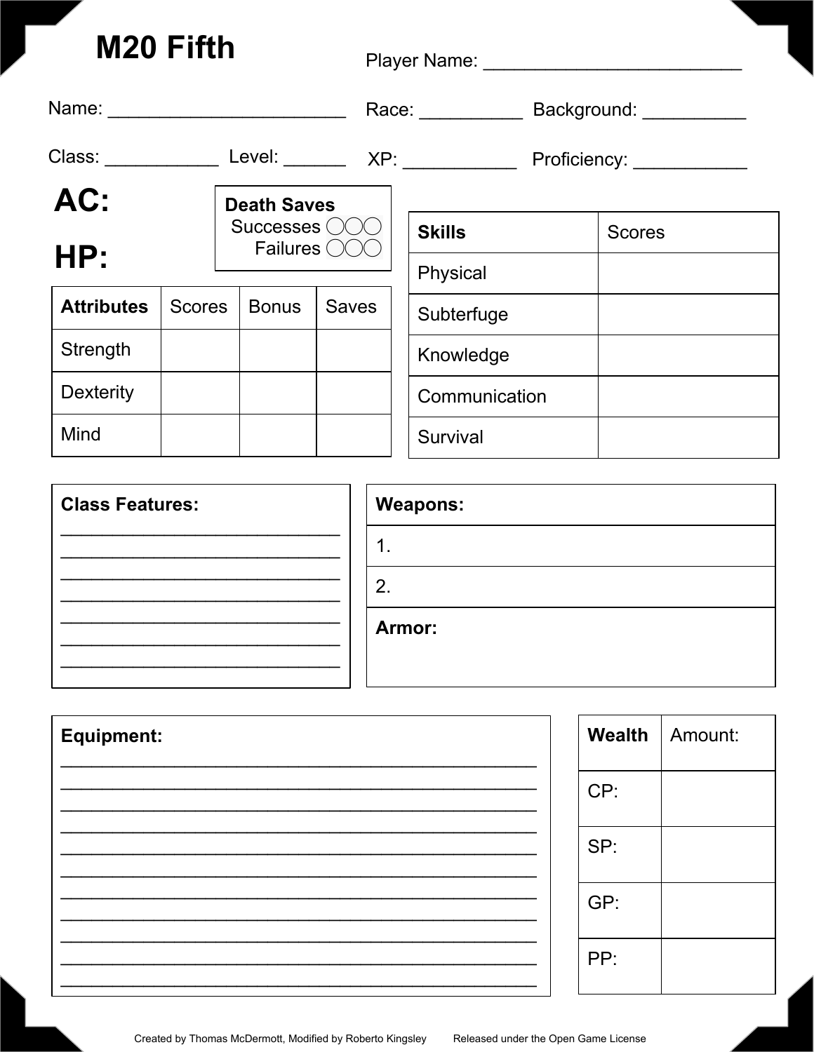# M20 Fifth

Player Name: ___________________________

Name: _________________________

Race: ___________ Background: ___________

Class: ____________ Level: _______

XP: ____________ Proficiency: ____________

**AC:**

**HP:**

**Death Saves**
Successes ◯◯◯
Failures ◯◯◯

| **Skills** | Scores |
|---|---|
| Physical | |
| Subterfuge | |
| Knowledge | |
| Communication | |
| Survival | |

| **Attributes** | Scores | Bonus | Saves |
|---|---|---|---|
| Strength | | | |
| Dexterity | | | |
| Mind | | | |

**Class Features:**
______________________________
______________________________
______________________________
______________________________
______________________________
______________________________
______________________________

| **Weapons:** |
|---|
| 1. |
| 2. |
| **Armor:** |

**Equipment:**
____________________________________________________
____________________________________________________
____________________________________________________
____________________________________________________
____________________________________________________
____________________________________________________
____________________________________________________
____________________________________________________
____________________________________________________
____________________________________________________
____________________________________________________

| **Wealth** | Amount: |
|---|---|
| CP: | |
| SP: | |
| GP: | |
| PP: | |

Created by Thomas McDermott, Modified by Roberto Kingsley    Released under the Open Game License